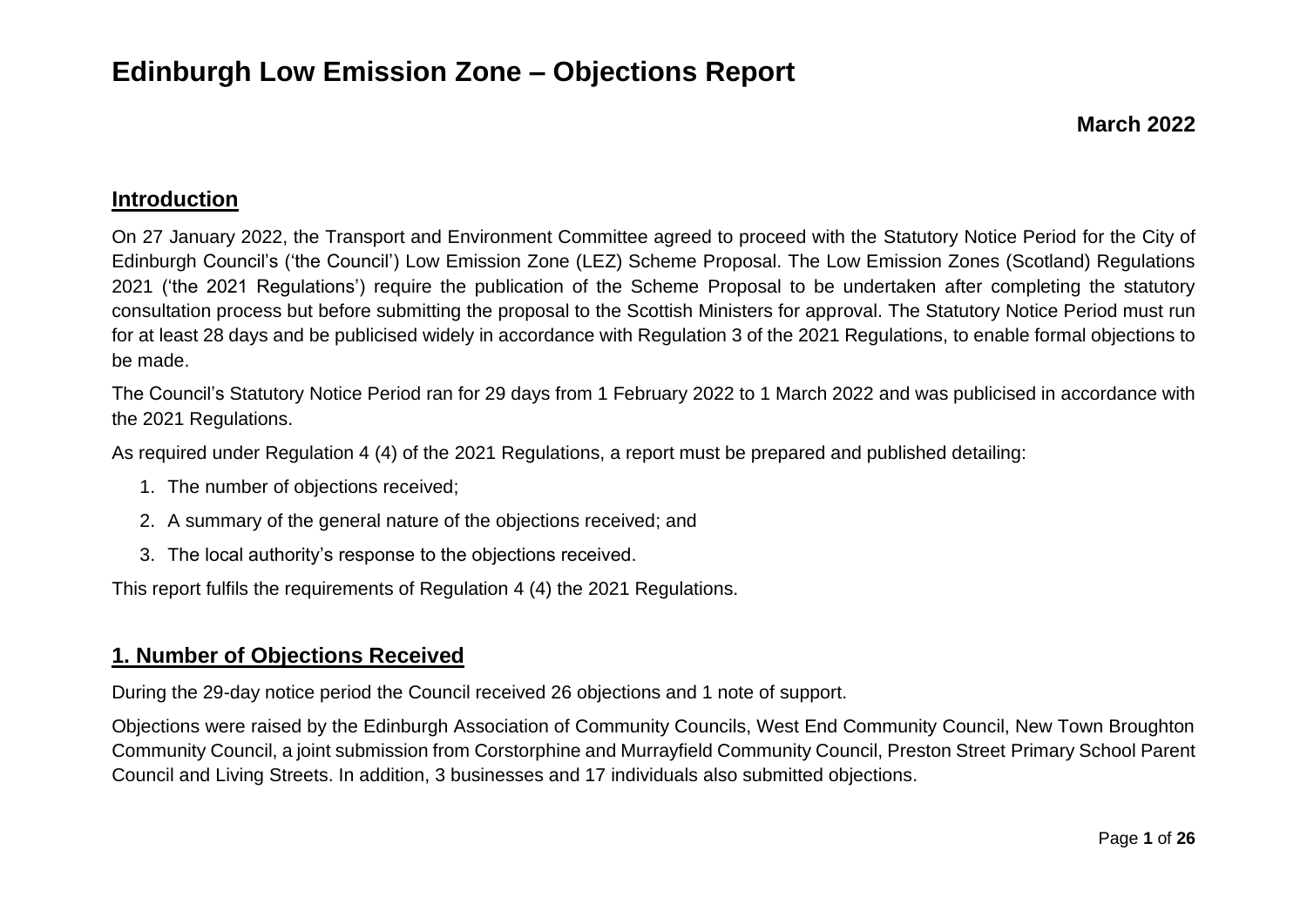# Edinburgh Low Emission Zone – Objections Report

**March 2022**

## Introduction

On 27 January 2022, the Transport and Environment Committee agreed to proceed with the Statutory Notice Period for the City of Edinburgh Council's ('the Council') Low Emission Zone (LEZ) Scheme Proposal. The Low Emission Zones (Scotland) Regulations 2021 ('the 2021 Regulations') require the publication of the Scheme Proposal to be undertaken after completing the statutory consultation process but before submitting the proposal to the Scottish Ministers for approval. The Statutory Notice Period must run for at least 28 days and be publicised widely in accordance with Regulation 3 of the 2021 Regulations, to enable formal objections to be made.

The Council's Statutory Notice Period ran for 29 days from 1 February 2022 to 1 March 2022 and was publicised in accordance with the 2021 Regulations.

As required under Regulation 4 (4) of the 2021 Regulations, a report must be prepared and published detailing:

1. The number of objections received;
2. A summary of the general nature of the objections received; and
3. The local authority's response to the objections received.

This report fulfils the requirements of Regulation 4 (4) the 2021 Regulations.

## 1. Number of Objections Received

During the 29-day notice period the Council received 26 objections and 1 note of support.

Objections were raised by the Edinburgh Association of Community Councils, West End Community Council, New Town Broughton Community Council, a joint submission from Corstorphine and Murrayfield Community Council, Preston Street Primary School Parent Council and Living Streets. In addition, 3 businesses and 17 individuals also submitted objections.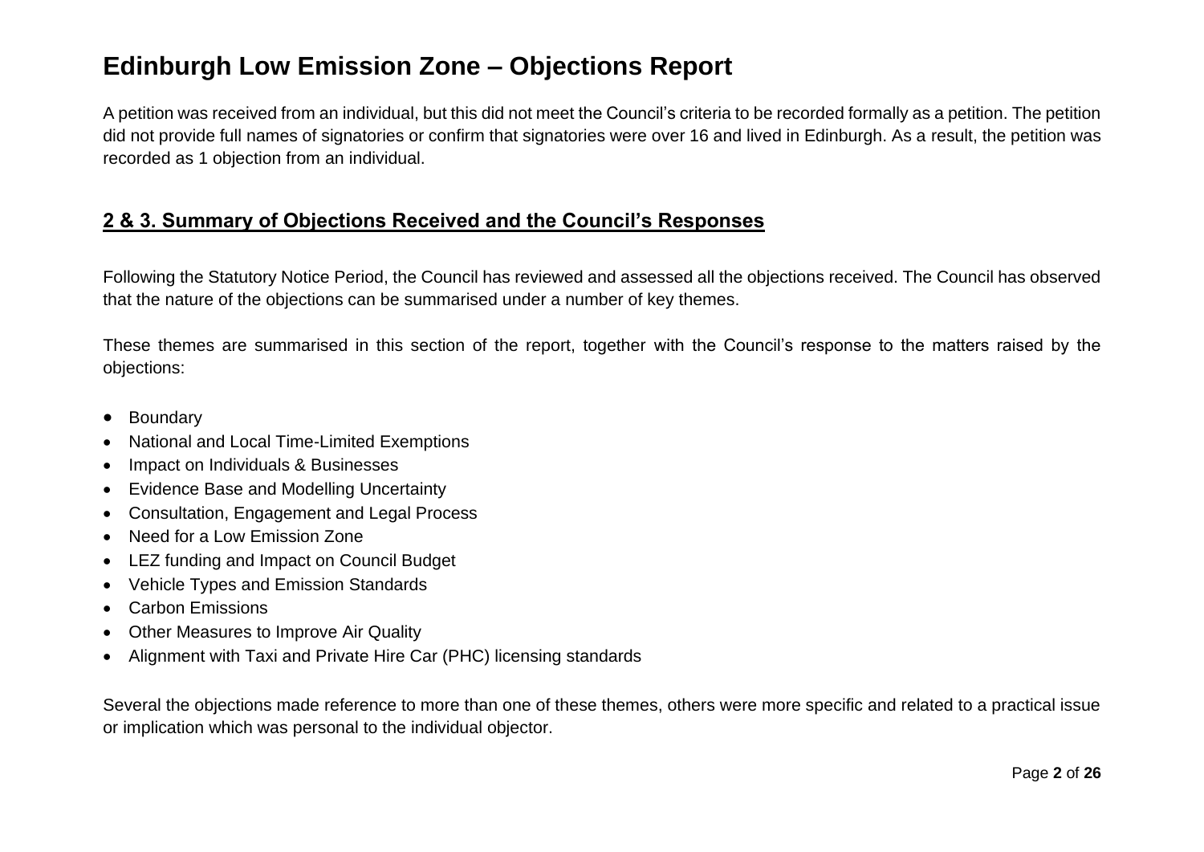# Edinburgh Low Emission Zone – Objections Report

A petition was received from an individual, but this did not meet the Council's criteria to be recorded formally as a petition. The petition did not provide full names of signatories or confirm that signatories were over 16 and lived in Edinburgh. As a result, the petition was recorded as 1 objection from an individual.

## 2 & 3. Summary of Objections Received and the Council's Responses

Following the Statutory Notice Period, the Council has reviewed and assessed all the objections received. The Council has observed that the nature of the objections can be summarised under a number of key themes.

These themes are summarised in this section of the report, together with the Council's response to the matters raised by the objections:

- Boundary
- National and Local Time-Limited Exemptions
- Impact on Individuals & Businesses
- Evidence Base and Modelling Uncertainty
- Consultation, Engagement and Legal Process
- Need for a Low Emission Zone
- LEZ funding and Impact on Council Budget
- Vehicle Types and Emission Standards
- Carbon Emissions
- Other Measures to Improve Air Quality
- Alignment with Taxi and Private Hire Car (PHC) licensing standards

Several the objections made reference to more than one of these themes, others were more specific and related to a practical issue or implication which was personal to the individual objector.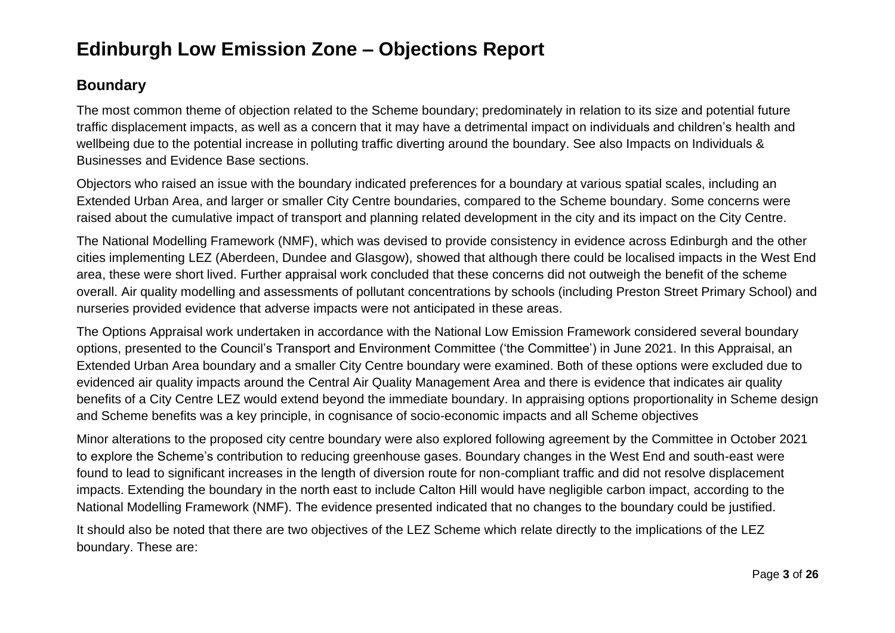# Edinburgh Low Emission Zone – Objections Report

## Boundary

The most common theme of objection related to the Scheme boundary; predominately in relation to its size and potential future traffic displacement impacts, as well as a concern that it may have a detrimental impact on individuals and children's health and wellbeing due to the potential increase in polluting traffic diverting around the boundary. See also Impacts on Individuals & Businesses and Evidence Base sections.

Objectors who raised an issue with the boundary indicated preferences for a boundary at various spatial scales, including an Extended Urban Area, and larger or smaller City Centre boundaries, compared to the Scheme boundary. Some concerns were raised about the cumulative impact of transport and planning related development in the city and its impact on the City Centre.

The National Modelling Framework (NMF), which was devised to provide consistency in evidence across Edinburgh and the other cities implementing LEZ (Aberdeen, Dundee and Glasgow), showed that although there could be localised impacts in the West End area, these were short lived. Further appraisal work concluded that these concerns did not outweigh the benefit of the scheme overall. Air quality modelling and assessments of pollutant concentrations by schools (including Preston Street Primary School) and nurseries provided evidence that adverse impacts were not anticipated in these areas.

The Options Appraisal work undertaken in accordance with the National Low Emission Framework considered several boundary options, presented to the Council's Transport and Environment Committee ('the Committee') in June 2021. In this Appraisal, an Extended Urban Area boundary and a smaller City Centre boundary were examined. Both of these options were excluded due to evidenced air quality impacts around the Central Air Quality Management Area and there is evidence that indicates air quality benefits of a City Centre LEZ would extend beyond the immediate boundary. In appraising options proportionality in Scheme design and Scheme benefits was a key principle, in cognisance of socio-economic impacts and all Scheme objectives

Minor alterations to the proposed city centre boundary were also explored following agreement by the Committee in October 2021 to explore the Scheme's contribution to reducing greenhouse gases. Boundary changes in the West End and south-east were found to lead to significant increases in the length of diversion route for non-compliant traffic and did not resolve displacement impacts. Extending the boundary in the north east to include Calton Hill would have negligible carbon impact, according to the National Modelling Framework (NMF). The evidence presented indicated that no changes to the boundary could be justified.

It should also be noted that there are two objectives of the LEZ Scheme which relate directly to the implications of the LEZ boundary. These are: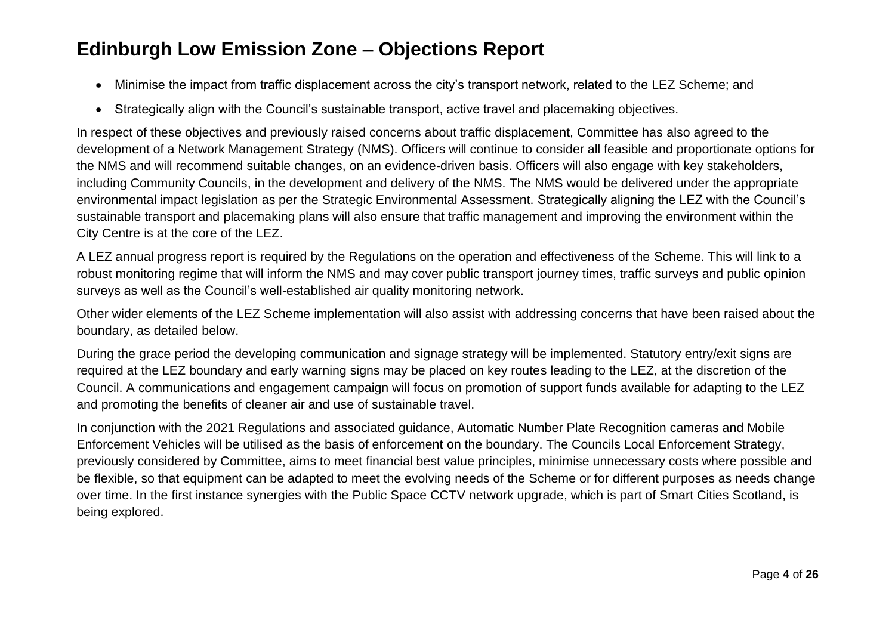- Minimise the impact from traffic displacement across the city's transport network, related to the LEZ Scheme; and
- Strategically align with the Council's sustainable transport, active travel and placemaking objectives.

In respect of these objectives and previously raised concerns about traffic displacement, Committee has also agreed to the development of a Network Management Strategy (NMS). Officers will continue to consider all feasible and proportionate options for the NMS and will recommend suitable changes, on an evidence-driven basis. Officers will also engage with key stakeholders, including Community Councils, in the development and delivery of the NMS. The NMS would be delivered under the appropriate environmental impact legislation as per the Strategic Environmental Assessment. Strategically aligning the LEZ with the Council's sustainable transport and placemaking plans will also ensure that traffic management and improving the environment within the City Centre is at the core of the LEZ.

A LEZ annual progress report is required by the Regulations on the operation and effectiveness of the Scheme. This will link to a robust monitoring regime that will inform the NMS and may cover public transport journey times, traffic surveys and public opinion surveys as well as the Council's well-established air quality monitoring network.

Other wider elements of the LEZ Scheme implementation will also assist with addressing concerns that have been raised about the boundary, as detailed below.

During the grace period the developing communication and signage strategy will be implemented. Statutory entry/exit signs are required at the LEZ boundary and early warning signs may be placed on key routes leading to the LEZ, at the discretion of the Council. A communications and engagement campaign will focus on promotion of support funds available for adapting to the LEZ and promoting the benefits of cleaner air and use of sustainable travel.

In conjunction with the 2021 Regulations and associated guidance, Automatic Number Plate Recognition cameras and Mobile Enforcement Vehicles will be utilised as the basis of enforcement on the boundary. The Councils Local Enforcement Strategy, previously considered by Committee, aims to meet financial best value principles, minimise unnecessary costs where possible and be flexible, so that equipment can be adapted to meet the evolving needs of the Scheme or for different purposes as needs change over time. In the first instance synergies with the Public Space CCTV network upgrade, which is part of Smart Cities Scotland, is being explored.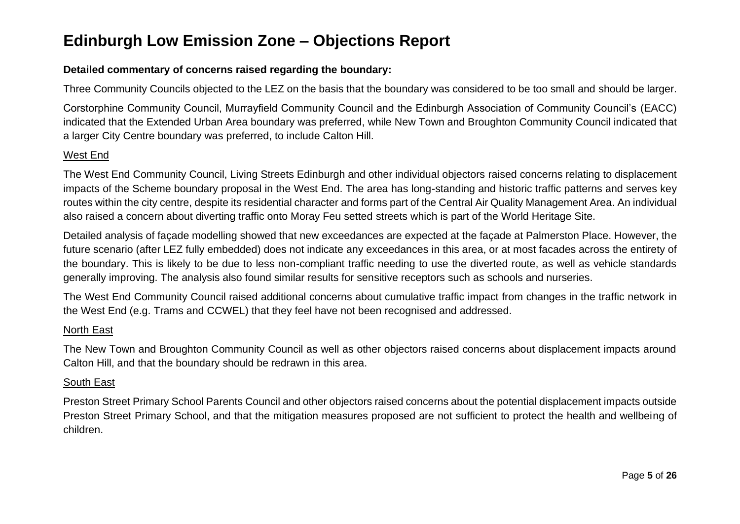# Edinburgh Low Emission Zone – Objections Report

**Detailed commentary of concerns raised regarding the boundary:**

Three Community Councils objected to the LEZ on the basis that the boundary was considered to be too small and should be larger.

Corstorphine Community Council, Murrayfield Community Council and the Edinburgh Association of Community Council's (EACC) indicated that the Extended Urban Area boundary was preferred, while New Town and Broughton Community Council indicated that a larger City Centre boundary was preferred, to include Calton Hill.

<u>West End</u>

The West End Community Council, Living Streets Edinburgh and other individual objectors raised concerns relating to displacement impacts of the Scheme boundary proposal in the West End. The area has long-standing and historic traffic patterns and serves key routes within the city centre, despite its residential character and forms part of the Central Air Quality Management Area. An individual also raised a concern about diverting traffic onto Moray Feu setted streets which is part of the World Heritage Site.

Detailed analysis of façade modelling showed that new exceedances are expected at the façade at Palmerston Place. However, the future scenario (after LEZ fully embedded) does not indicate any exceedances in this area, or at most facades across the entirety of the boundary. This is likely to be due to less non-compliant traffic needing to use the diverted route, as well as vehicle standards generally improving. The analysis also found similar results for sensitive receptors such as schools and nurseries.

The West End Community Council raised additional concerns about cumulative traffic impact from changes in the traffic network in the West End (e.g. Trams and CCWEL) that they feel have not been recognised and addressed.

<u>North East</u>

The New Town and Broughton Community Council as well as other objectors raised concerns about displacement impacts around Calton Hill, and that the boundary should be redrawn in this area.

<u>South East</u>

Preston Street Primary School Parents Council and other objectors raised concerns about the potential displacement impacts outside Preston Street Primary School, and that the mitigation measures proposed are not sufficient to protect the health and wellbeing of children.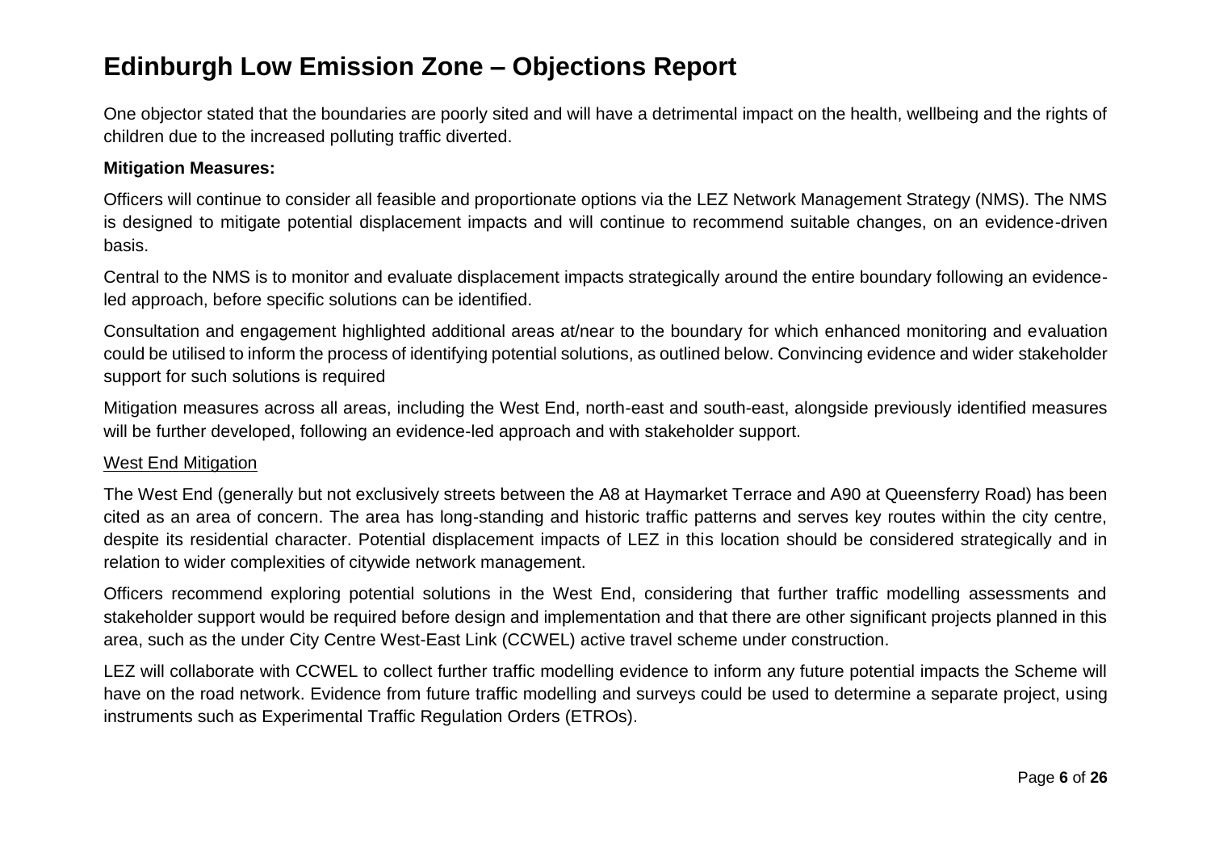# Edinburgh Low Emission Zone – Objections Report

One objector stated that the boundaries are poorly sited and will have a detrimental impact on the health, wellbeing and the rights of children due to the increased polluting traffic diverted.

**Mitigation Measures:**

Officers will continue to consider all feasible and proportionate options via the LEZ Network Management Strategy (NMS). The NMS is designed to mitigate potential displacement impacts and will continue to recommend suitable changes, on an evidence-driven basis.

Central to the NMS is to monitor and evaluate displacement impacts strategically around the entire boundary following an evidence-led approach, before specific solutions can be identified.

Consultation and engagement highlighted additional areas at/near to the boundary for which enhanced monitoring and evaluation could be utilised to inform the process of identifying potential solutions, as outlined below. Convincing evidence and wider stakeholder support for such solutions is required

Mitigation measures across all areas, including the West End, north-east and south-east, alongside previously identified measures will be further developed, following an evidence-led approach and with stakeholder support.

<u>West End Mitigation</u>

The West End (generally but not exclusively streets between the A8 at Haymarket Terrace and A90 at Queensferry Road) has been cited as an area of concern. The area has long-standing and historic traffic patterns and serves key routes within the city centre, despite its residential character. Potential displacement impacts of LEZ in this location should be considered strategically and in relation to wider complexities of citywide network management.

Officers recommend exploring potential solutions in the West End, considering that further traffic modelling assessments and stakeholder support would be required before design and implementation and that there are other significant projects planned in this area, such as the under City Centre West-East Link (CCWEL) active travel scheme under construction.

LEZ will collaborate with CCWEL to collect further traffic modelling evidence to inform any future potential impacts the Scheme will have on the road network. Evidence from future traffic modelling and surveys could be used to determine a separate project, using instruments such as Experimental Traffic Regulation Orders (ETROs).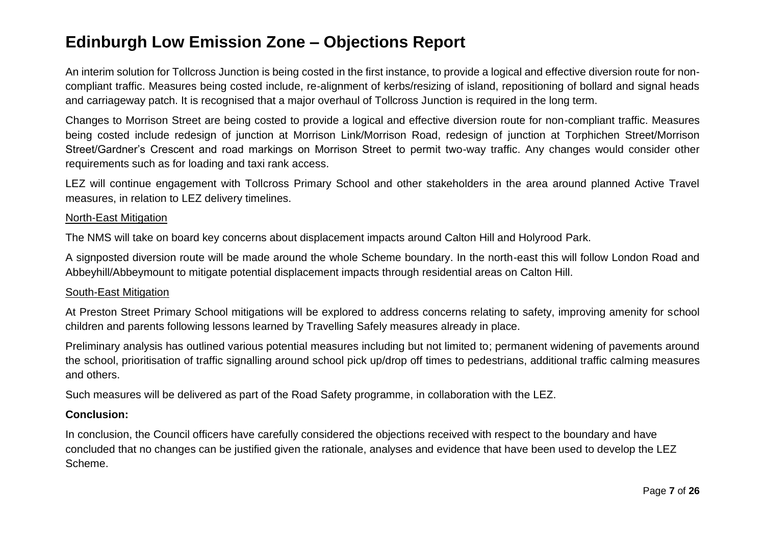# Edinburgh Low Emission Zone – Objections Report

An interim solution for Tollcross Junction is being costed in the first instance, to provide a logical and effective diversion route for non-compliant traffic. Measures being costed include, re-alignment of kerbs/resizing of island, repositioning of bollard and signal heads and carriageway patch. It is recognised that a major overhaul of Tollcross Junction is required in the long term.

Changes to Morrison Street are being costed to provide a logical and effective diversion route for non-compliant traffic. Measures being costed include redesign of junction at Morrison Link/Morrison Road, redesign of junction at Torphichen Street/Morrison Street/Gardner's Crescent and road markings on Morrison Street to permit two-way traffic. Any changes would consider other requirements such as for loading and taxi rank access.

LEZ will continue engagement with Tollcross Primary School and other stakeholders in the area around planned Active Travel measures, in relation to LEZ delivery timelines.

<u>North-East Mitigation</u>

The NMS will take on board key concerns about displacement impacts around Calton Hill and Holyrood Park.

A signposted diversion route will be made around the whole Scheme boundary. In the north-east this will follow London Road and Abbeyhill/Abbeymount to mitigate potential displacement impacts through residential areas on Calton Hill.

<u>South-East Mitigation</u>

At Preston Street Primary School mitigations will be explored to address concerns relating to safety, improving amenity for school children and parents following lessons learned by Travelling Safely measures already in place.

Preliminary analysis has outlined various potential measures including but not limited to; permanent widening of pavements around the school, prioritisation of traffic signalling around school pick up/drop off times to pedestrians, additional traffic calming measures and others.

Such measures will be delivered as part of the Road Safety programme, in collaboration with the LEZ.

**Conclusion:**

In conclusion, the Council officers have carefully considered the objections received with respect to the boundary and have concluded that no changes can be justified given the rationale, analyses and evidence that have been used to develop the LEZ Scheme.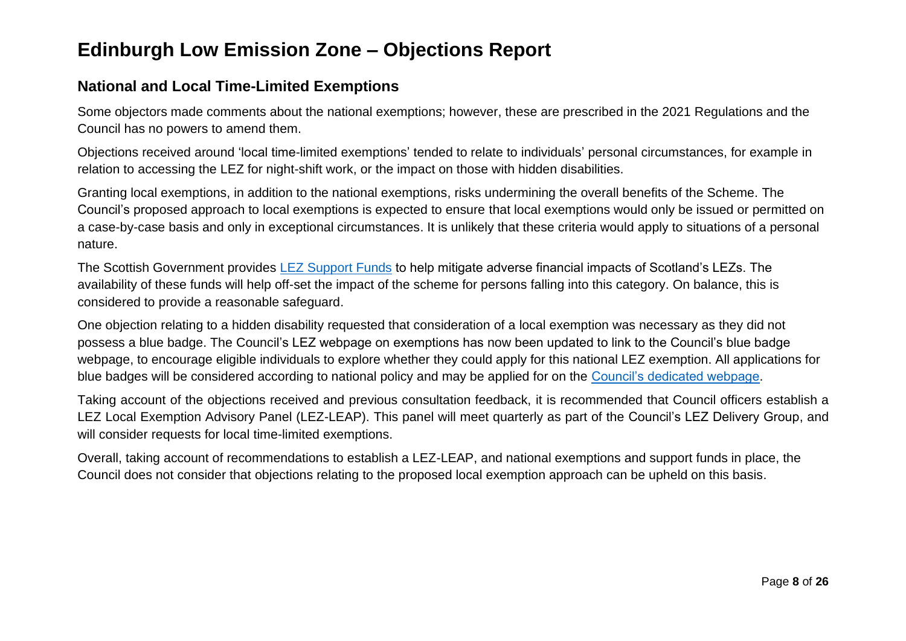# Edinburgh Low Emission Zone – Objections Report

## National and Local Time-Limited Exemptions

Some objectors made comments about the national exemptions; however, these are prescribed in the 2021 Regulations and the Council has no powers to amend them.

Objections received around 'local time-limited exemptions' tended to relate to individuals' personal circumstances, for example in relation to accessing the LEZ for night-shift work, or the impact on those with hidden disabilities.

Granting local exemptions, in addition to the national exemptions, risks undermining the overall benefits of the Scheme. The Council's proposed approach to local exemptions is expected to ensure that local exemptions would only be issued or permitted on a case-by-case basis and only in exceptional circumstances. It is unlikely that these criteria would apply to situations of a personal nature.

The Scottish Government provides [LEZ Support Funds] to help mitigate adverse financial impacts of Scotland's LEZs. The availability of these funds will help off-set the impact of the scheme for persons falling into this category. On balance, this is considered to provide a reasonable safeguard.

One objection relating to a hidden disability requested that consideration of a local exemption was necessary as they did not possess a blue badge. The Council's LEZ webpage on exemptions has now been updated to link to the Council's blue badge webpage, to encourage eligible individuals to explore whether they could apply for this national LEZ exemption. All applications for blue badges will be considered according to national policy and may be applied for on the [Council's dedicated webpage].

Taking account of the objections received and previous consultation feedback, it is recommended that Council officers establish a LEZ Local Exemption Advisory Panel (LEZ-LEAP). This panel will meet quarterly as part of the Council's LEZ Delivery Group, and will consider requests for local time-limited exemptions.

Overall, taking account of recommendations to establish a LEZ-LEAP, and national exemptions and support funds in place, the Council does not consider that objections relating to the proposed local exemption approach can be upheld on this basis.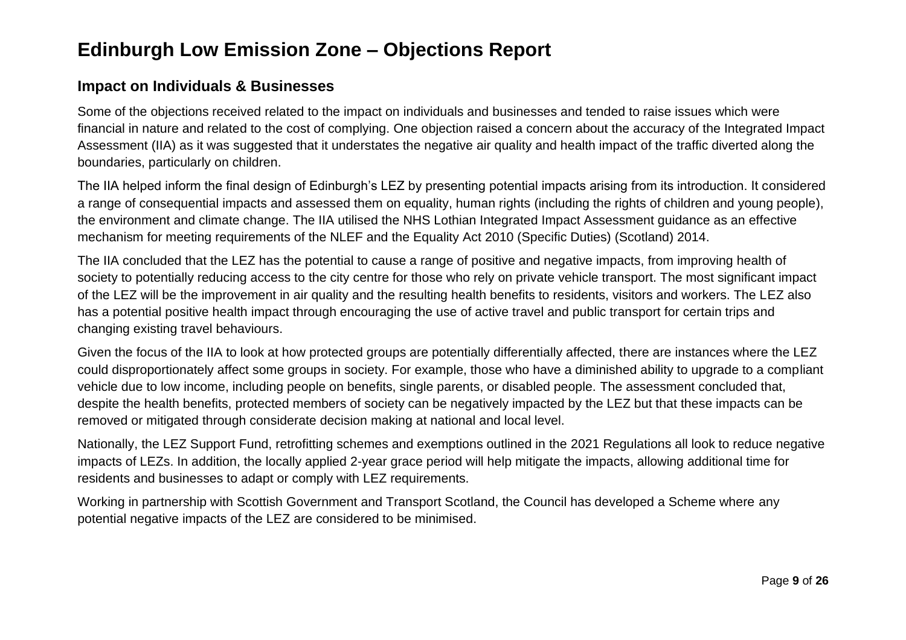# Edinburgh Low Emission Zone – Objections Report

## Impact on Individuals & Businesses

Some of the objections received related to the impact on individuals and businesses and tended to raise issues which were financial in nature and related to the cost of complying. One objection raised a concern about the accuracy of the Integrated Impact Assessment (IIA) as it was suggested that it understates the negative air quality and health impact of the traffic diverted along the boundaries, particularly on children.

The IIA helped inform the final design of Edinburgh's LEZ by presenting potential impacts arising from its introduction. It considered a range of consequential impacts and assessed them on equality, human rights (including the rights of children and young people), the environment and climate change. The IIA utilised the NHS Lothian Integrated Impact Assessment guidance as an effective mechanism for meeting requirements of the NLEF and the Equality Act 2010 (Specific Duties) (Scotland) 2014.

The IIA concluded that the LEZ has the potential to cause a range of positive and negative impacts, from improving health of society to potentially reducing access to the city centre for those who rely on private vehicle transport. The most significant impact of the LEZ will be the improvement in air quality and the resulting health benefits to residents, visitors and workers. The LEZ also has a potential positive health impact through encouraging the use of active travel and public transport for certain trips and changing existing travel behaviours.

Given the focus of the IIA to look at how protected groups are potentially differentially affected, there are instances where the LEZ could disproportionately affect some groups in society. For example, those who have a diminished ability to upgrade to a compliant vehicle due to low income, including people on benefits, single parents, or disabled people. The assessment concluded that, despite the health benefits, protected members of society can be negatively impacted by the LEZ but that these impacts can be removed or mitigated through considerate decision making at national and local level.

Nationally, the LEZ Support Fund, retrofitting schemes and exemptions outlined in the 2021 Regulations all look to reduce negative impacts of LEZs. In addition, the locally applied 2-year grace period will help mitigate the impacts, allowing additional time for residents and businesses to adapt or comply with LEZ requirements.

Working in partnership with Scottish Government and Transport Scotland, the Council has developed a Scheme where any potential negative impacts of the LEZ are considered to be minimised.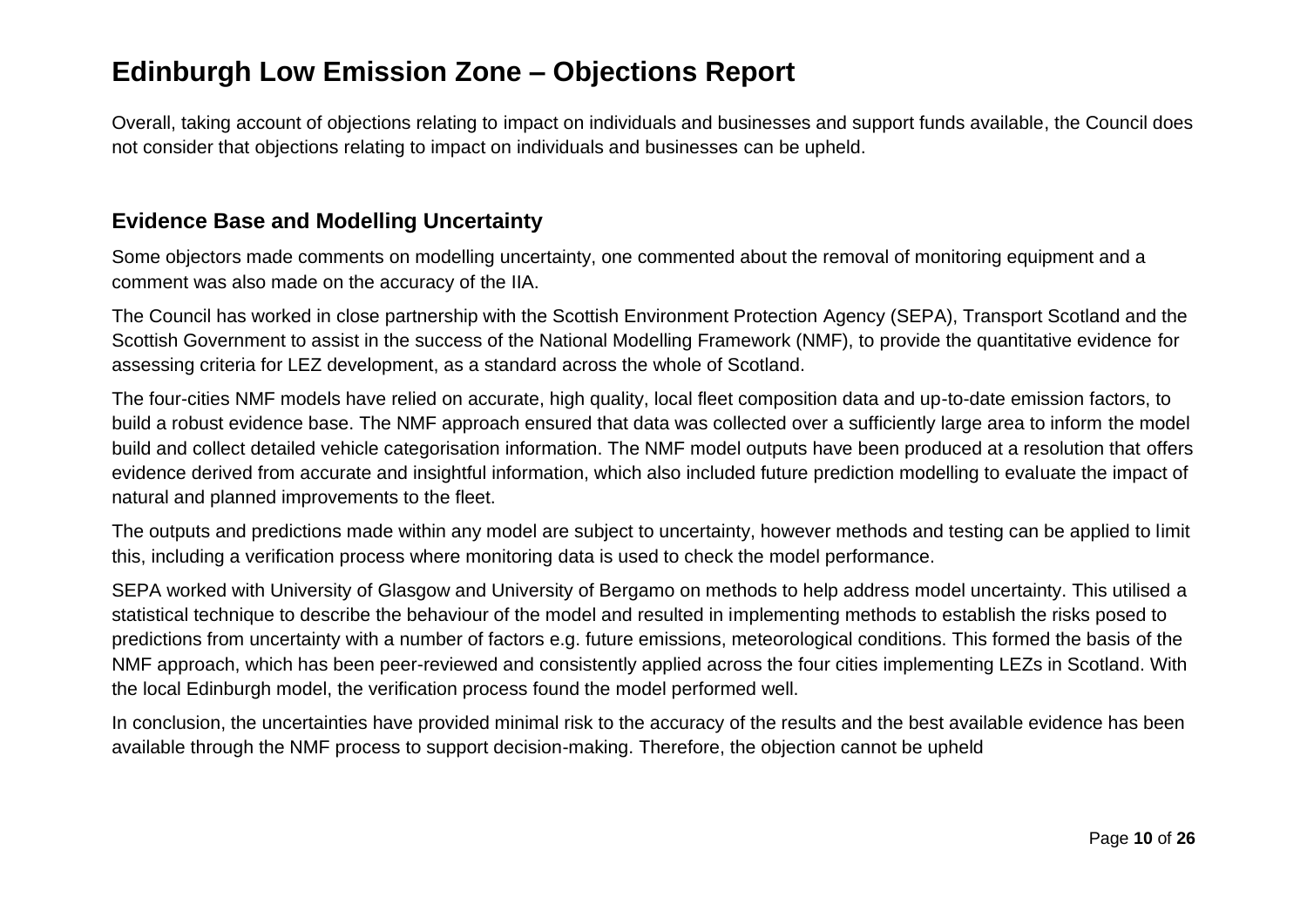# Edinburgh Low Emission Zone – Objections Report

Overall, taking account of objections relating to impact on individuals and businesses and support funds available, the Council does not consider that objections relating to impact on individuals and businesses can be upheld.

## Evidence Base and Modelling Uncertainty

Some objectors made comments on modelling uncertainty, one commented about the removal of monitoring equipment and a comment was also made on the accuracy of the IIA.

The Council has worked in close partnership with the Scottish Environment Protection Agency (SEPA), Transport Scotland and the Scottish Government to assist in the success of the National Modelling Framework (NMF), to provide the quantitative evidence for assessing criteria for LEZ development, as a standard across the whole of Scotland.

The four-cities NMF models have relied on accurate, high quality, local fleet composition data and up-to-date emission factors, to build a robust evidence base. The NMF approach ensured that data was collected over a sufficiently large area to inform the model build and collect detailed vehicle categorisation information. The NMF model outputs have been produced at a resolution that offers evidence derived from accurate and insightful information, which also included future prediction modelling to evaluate the impact of natural and planned improvements to the fleet.

The outputs and predictions made within any model are subject to uncertainty, however methods and testing can be applied to limit this, including a verification process where monitoring data is used to check the model performance.

SEPA worked with University of Glasgow and University of Bergamo on methods to help address model uncertainty. This utilised a statistical technique to describe the behaviour of the model and resulted in implementing methods to establish the risks posed to predictions from uncertainty with a number of factors e.g. future emissions, meteorological conditions. This formed the basis of the NMF approach, which has been peer-reviewed and consistently applied across the four cities implementing LEZs in Scotland. With the local Edinburgh model, the verification process found the model performed well.

In conclusion, the uncertainties have provided minimal risk to the accuracy of the results and the best available evidence has been available through the NMF process to support decision-making. Therefore, the objection cannot be upheld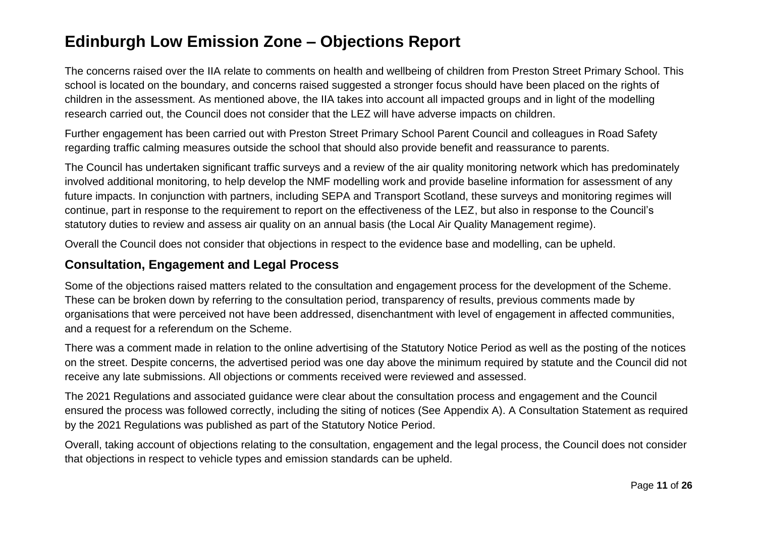The concerns raised over the IIA relate to comments on health and wellbeing of children from Preston Street Primary School. This school is located on the boundary, and concerns raised suggested a stronger focus should have been placed on the rights of children in the assessment. As mentioned above, the IIA takes into account all impacted groups and in light of the modelling research carried out, the Council does not consider that the LEZ will have adverse impacts on children.

Further engagement has been carried out with Preston Street Primary School Parent Council and colleagues in Road Safety regarding traffic calming measures outside the school that should also provide benefit and reassurance to parents.

The Council has undertaken significant traffic surveys and a review of the air quality monitoring network which has predominately involved additional monitoring, to help develop the NMF modelling work and provide baseline information for assessment of any future impacts. In conjunction with partners, including SEPA and Transport Scotland, these surveys and monitoring regimes will continue, part in response to the requirement to report on the effectiveness of the LEZ, but also in response to the Council's statutory duties to review and assess air quality on an annual basis (the Local Air Quality Management regime).

Overall the Council does not consider that objections in respect to the evidence base and modelling, can be upheld.

## Consultation, Engagement and Legal Process

Some of the objections raised matters related to the consultation and engagement process for the development of the Scheme. These can be broken down by referring to the consultation period, transparency of results, previous comments made by organisations that were perceived not have been addressed, disenchantment with level of engagement in affected communities, and a request for a referendum on the Scheme.

There was a comment made in relation to the online advertising of the Statutory Notice Period as well as the posting of the notices on the street. Despite concerns, the advertised period was one day above the minimum required by statute and the Council did not receive any late submissions. All objections or comments received were reviewed and assessed.

The 2021 Regulations and associated guidance were clear about the consultation process and engagement and the Council ensured the process was followed correctly, including the siting of notices (See Appendix A). A Consultation Statement as required by the 2021 Regulations was published as part of the Statutory Notice Period.

Overall, taking account of objections relating to the consultation, engagement and the legal process, the Council does not consider that objections in respect to vehicle types and emission standards can be upheld.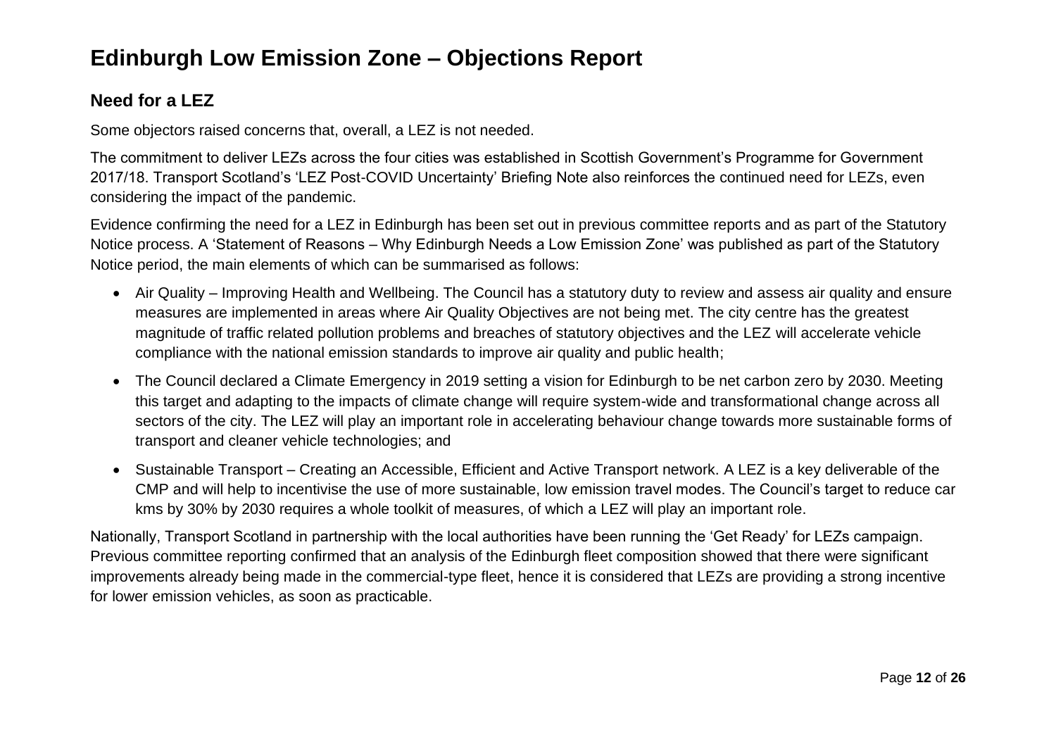# Edinburgh Low Emission Zone – Objections Report

## Need for a LEZ

Some objectors raised concerns that, overall, a LEZ is not needed.

The commitment to deliver LEZs across the four cities was established in Scottish Government's Programme for Government 2017/18. Transport Scotland's 'LEZ Post-COVID Uncertainty' Briefing Note also reinforces the continued need for LEZs, even considering the impact of the pandemic.

Evidence confirming the need for a LEZ in Edinburgh has been set out in previous committee reports and as part of the Statutory Notice process. A 'Statement of Reasons – Why Edinburgh Needs a Low Emission Zone' was published as part of the Statutory Notice period, the main elements of which can be summarised as follows:

- Air Quality – Improving Health and Wellbeing. The Council has a statutory duty to review and assess air quality and ensure measures are implemented in areas where Air Quality Objectives are not being met. The city centre has the greatest magnitude of traffic related pollution problems and breaches of statutory objectives and the LEZ will accelerate vehicle compliance with the national emission standards to improve air quality and public health;
- The Council declared a Climate Emergency in 2019 setting a vision for Edinburgh to be net carbon zero by 2030. Meeting this target and adapting to the impacts of climate change will require system-wide and transformational change across all sectors of the city. The LEZ will play an important role in accelerating behaviour change towards more sustainable forms of transport and cleaner vehicle technologies; and
- Sustainable Transport – Creating an Accessible, Efficient and Active Transport network. A LEZ is a key deliverable of the CMP and will help to incentivise the use of more sustainable, low emission travel modes. The Council's target to reduce car kms by 30% by 2030 requires a whole toolkit of measures, of which a LEZ will play an important role.

Nationally, Transport Scotland in partnership with the local authorities have been running the 'Get Ready' for LEZs campaign. Previous committee reporting confirmed that an analysis of the Edinburgh fleet composition showed that there were significant improvements already being made in the commercial-type fleet, hence it is considered that LEZs are providing a strong incentive for lower emission vehicles, as soon as practicable.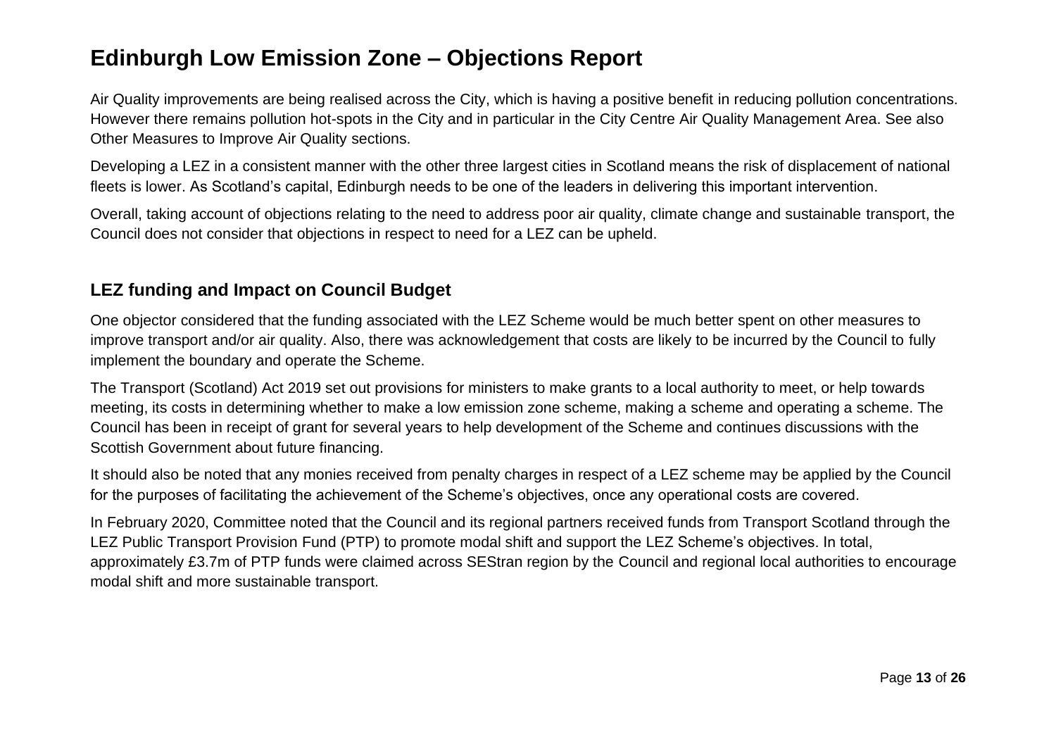# Edinburgh Low Emission Zone – Objections Report

Air Quality improvements are being realised across the City, which is having a positive benefit in reducing pollution concentrations. However there remains pollution hot-spots in the City and in particular in the City Centre Air Quality Management Area. See also Other Measures to Improve Air Quality sections.

Developing a LEZ in a consistent manner with the other three largest cities in Scotland means the risk of displacement of national fleets is lower. As Scotland's capital, Edinburgh needs to be one of the leaders in delivering this important intervention.

Overall, taking account of objections relating to the need to address poor air quality, climate change and sustainable transport, the Council does not consider that objections in respect to need for a LEZ can be upheld.

## LEZ funding and Impact on Council Budget

One objector considered that the funding associated with the LEZ Scheme would be much better spent on other measures to improve transport and/or air quality. Also, there was acknowledgement that costs are likely to be incurred by the Council to fully implement the boundary and operate the Scheme.

The Transport (Scotland) Act 2019 set out provisions for ministers to make grants to a local authority to meet, or help towards meeting, its costs in determining whether to make a low emission zone scheme, making a scheme and operating a scheme. The Council has been in receipt of grant for several years to help development of the Scheme and continues discussions with the Scottish Government about future financing.

It should also be noted that any monies received from penalty charges in respect of a LEZ scheme may be applied by the Council for the purposes of facilitating the achievement of the Scheme's objectives, once any operational costs are covered.

In February 2020, Committee noted that the Council and its regional partners received funds from Transport Scotland through the LEZ Public Transport Provision Fund (PTP) to promote modal shift and support the LEZ Scheme's objectives. In total, approximately £3.7m of PTP funds were claimed across SEStran region by the Council and regional local authorities to encourage modal shift and more sustainable transport.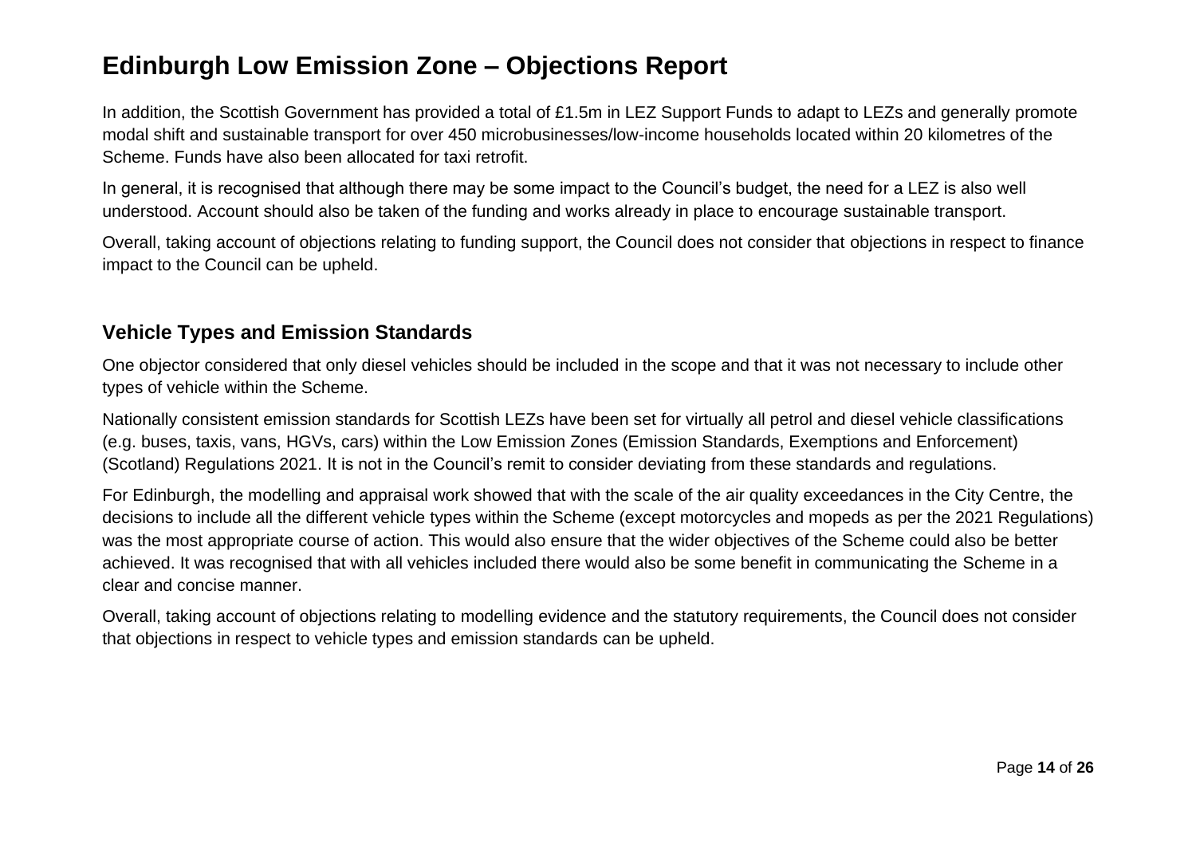In addition, the Scottish Government has provided a total of £1.5m in LEZ Support Funds to adapt to LEZs and generally promote modal shift and sustainable transport for over 450 microbusinesses/low-income households located within 20 kilometres of the Scheme. Funds have also been allocated for taxi retrofit.

In general, it is recognised that although there may be some impact to the Council's budget, the need for a LEZ is also well understood. Account should also be taken of the funding and works already in place to encourage sustainable transport.

Overall, taking account of objections relating to funding support, the Council does not consider that objections in respect to finance impact to the Council can be upheld.

## Vehicle Types and Emission Standards

One objector considered that only diesel vehicles should be included in the scope and that it was not necessary to include other types of vehicle within the Scheme.

Nationally consistent emission standards for Scottish LEZs have been set for virtually all petrol and diesel vehicle classifications (e.g. buses, taxis, vans, HGVs, cars) within the Low Emission Zones (Emission Standards, Exemptions and Enforcement) (Scotland) Regulations 2021. It is not in the Council's remit to consider deviating from these standards and regulations.

For Edinburgh, the modelling and appraisal work showed that with the scale of the air quality exceedances in the City Centre, the decisions to include all the different vehicle types within the Scheme (except motorcycles and mopeds as per the 2021 Regulations) was the most appropriate course of action. This would also ensure that the wider objectives of the Scheme could also be better achieved. It was recognised that with all vehicles included there would also be some benefit in communicating the Scheme in a clear and concise manner.

Overall, taking account of objections relating to modelling evidence and the statutory requirements, the Council does not consider that objections in respect to vehicle types and emission standards can be upheld.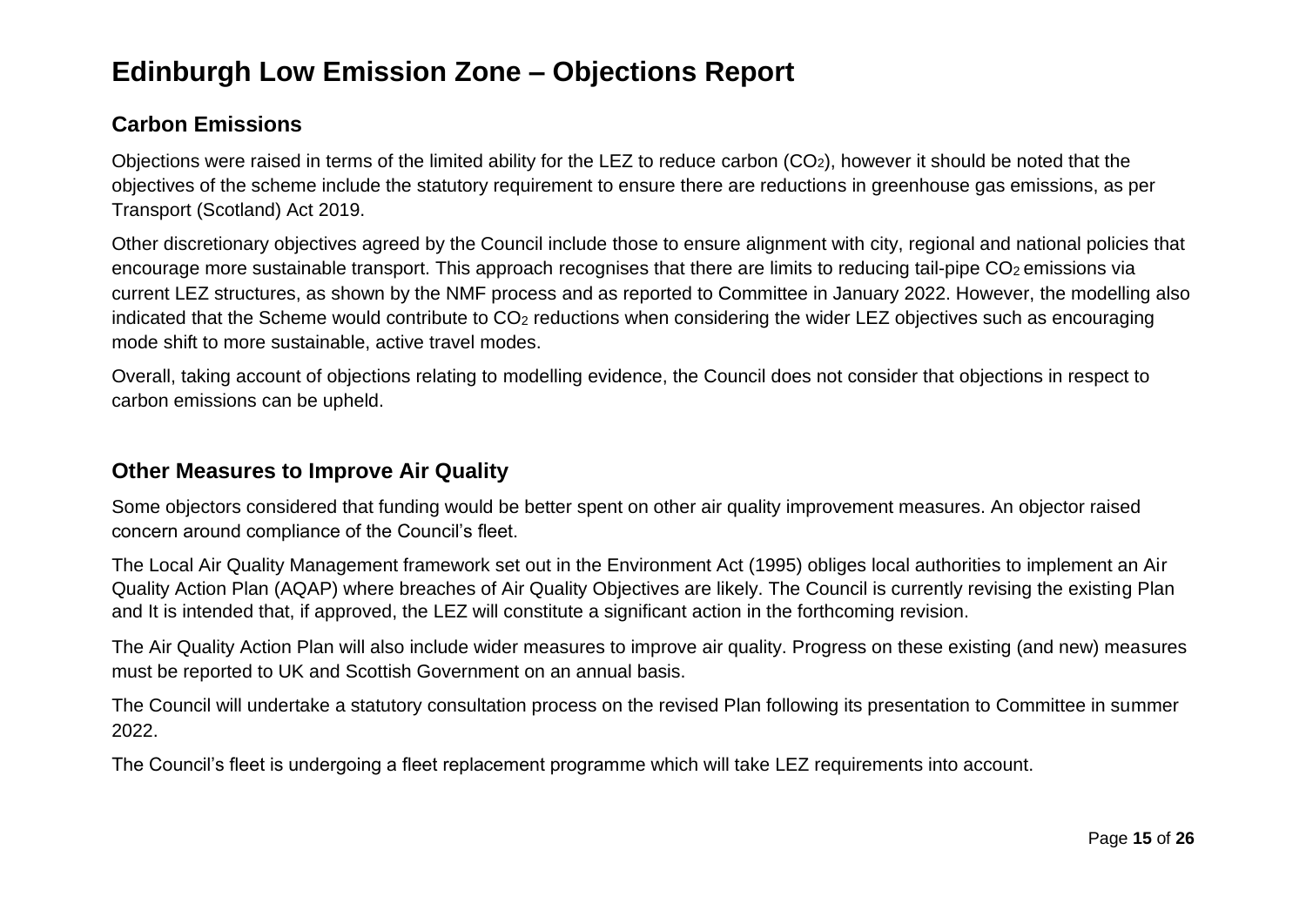# Edinburgh Low Emission Zone – Objections Report

## Carbon Emissions

Objections were raised in terms of the limited ability for the LEZ to reduce carbon ($CO_2$), however it should be noted that the objectives of the scheme include the statutory requirement to ensure there are reductions in greenhouse gas emissions, as per Transport (Scotland) Act 2019.

Other discretionary objectives agreed by the Council include those to ensure alignment with city, regional and national policies that encourage more sustainable transport. This approach recognises that there are limits to reducing tail-pipe $CO_2$ emissions via current LEZ structures, as shown by the NMF process and as reported to Committee in January 2022. However, the modelling also indicated that the Scheme would contribute to $CO_2$ reductions when considering the wider LEZ objectives such as encouraging mode shift to more sustainable, active travel modes.

Overall, taking account of objections relating to modelling evidence, the Council does not consider that objections in respect to carbon emissions can be upheld.

## Other Measures to Improve Air Quality

Some objectors considered that funding would be better spent on other air quality improvement measures. An objector raised concern around compliance of the Council's fleet.

The Local Air Quality Management framework set out in the Environment Act (1995) obliges local authorities to implement an Air Quality Action Plan (AQAP) where breaches of Air Quality Objectives are likely. The Council is currently revising the existing Plan and It is intended that, if approved, the LEZ will constitute a significant action in the forthcoming revision.

The Air Quality Action Plan will also include wider measures to improve air quality. Progress on these existing (and new) measures must be reported to UK and Scottish Government on an annual basis.

The Council will undertake a statutory consultation process on the revised Plan following its presentation to Committee in summer 2022.

The Council's fleet is undergoing a fleet replacement programme which will take LEZ requirements into account.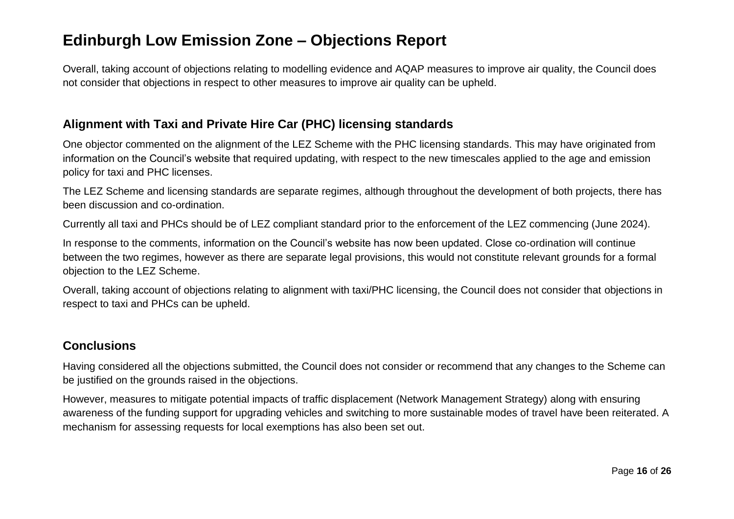Overall, taking account of objections relating to modelling evidence and AQAP measures to improve air quality, the Council does not consider that objections in respect to other measures to improve air quality can be upheld.

## Alignment with Taxi and Private Hire Car (PHC) licensing standards

One objector commented on the alignment of the LEZ Scheme with the PHC licensing standards. This may have originated from information on the Council's website that required updating, with respect to the new timescales applied to the age and emission policy for taxi and PHC licenses.

The LEZ Scheme and licensing standards are separate regimes, although throughout the development of both projects, there has been discussion and co-ordination.

Currently all taxi and PHCs should be of LEZ compliant standard prior to the enforcement of the LEZ commencing (June 2024).

In response to the comments, information on the Council's website has now been updated. Close co-ordination will continue between the two regimes, however as there are separate legal provisions, this would not constitute relevant grounds for a formal objection to the LEZ Scheme.

Overall, taking account of objections relating to alignment with taxi/PHC licensing, the Council does not consider that objections in respect to taxi and PHCs can be upheld.

## Conclusions

Having considered all the objections submitted, the Council does not consider or recommend that any changes to the Scheme can be justified on the grounds raised in the objections.

However, measures to mitigate potential impacts of traffic displacement (Network Management Strategy) along with ensuring awareness of the funding support for upgrading vehicles and switching to more sustainable modes of travel have been reiterated. A mechanism for assessing requests for local exemptions has also been set out.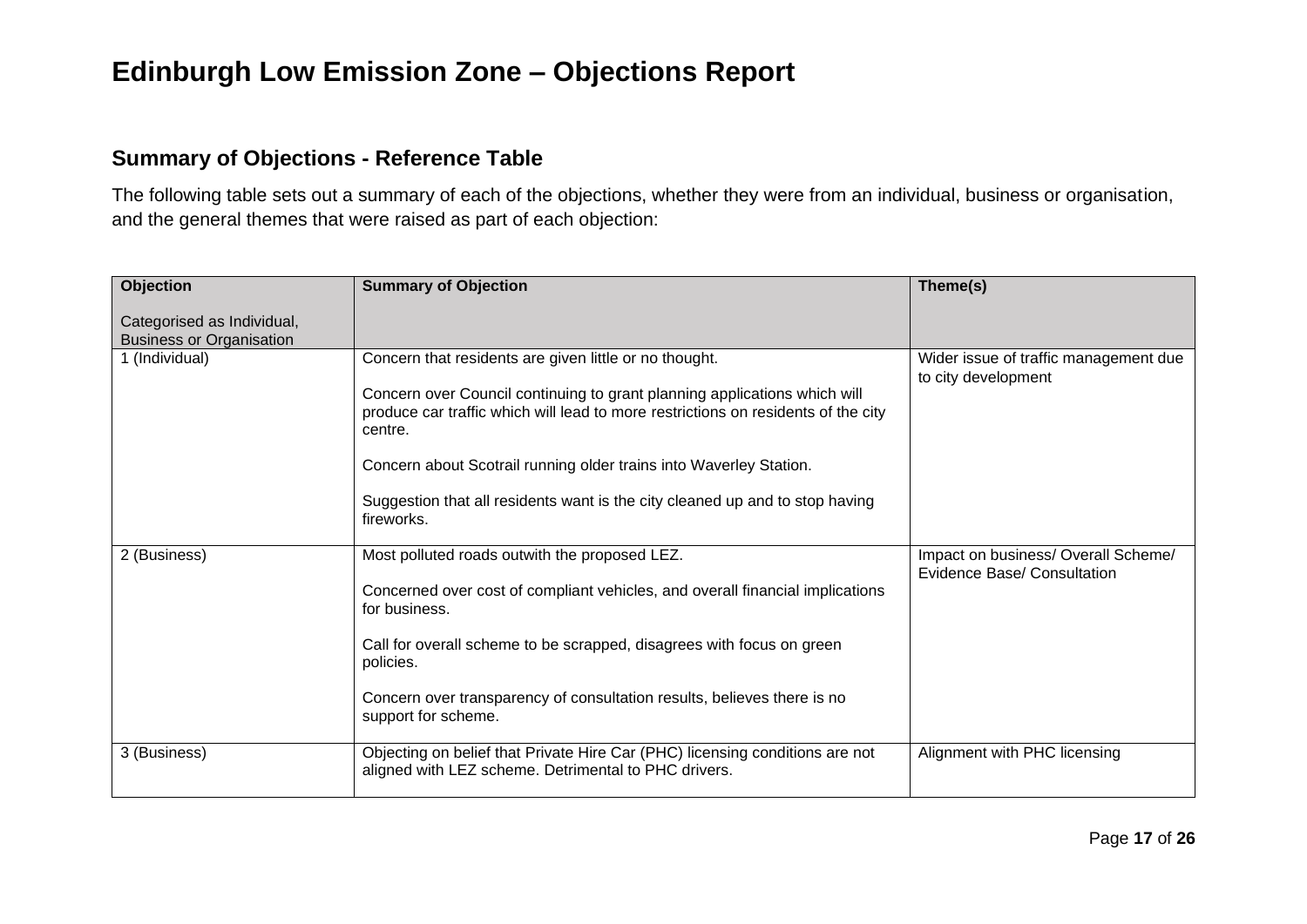# Edinburgh Low Emission Zone – Objections Report

## Summary of Objections - Reference Table

The following table sets out a summary of each of the objections, whether they were from an individual, business or organisation, and the general themes that were raised as part of each objection:

| **Objection**<br><br>Categorised as Individual, Business or Organisation | **Summary of Objection** | **Theme(s)** |
|---|---|---|
| 1 (Individual) | Concern that residents are given little or no thought.<br><br>Concern over Council continuing to grant planning applications which will produce car traffic which will lead to more restrictions on residents of the city centre.<br><br>Concern about Scotrail running older trains into Waverley Station.<br><br>Suggestion that all residents want is the city cleaned up and to stop having fireworks. | Wider issue of traffic management due to city development |
| 2 (Business) | Most polluted roads outwith the proposed LEZ.<br><br>Concerned over cost of compliant vehicles, and overall financial implications for business.<br><br>Call for overall scheme to be scrapped, disagrees with focus on green policies.<br><br>Concern over transparency of consultation results, believes there is no support for scheme. | Impact on business/ Overall Scheme/ Evidence Base/ Consultation |
| 3 (Business) | Objecting on belief that Private Hire Car (PHC) licensing conditions are not aligned with LEZ scheme. Detrimental to PHC drivers. | Alignment with PHC licensing |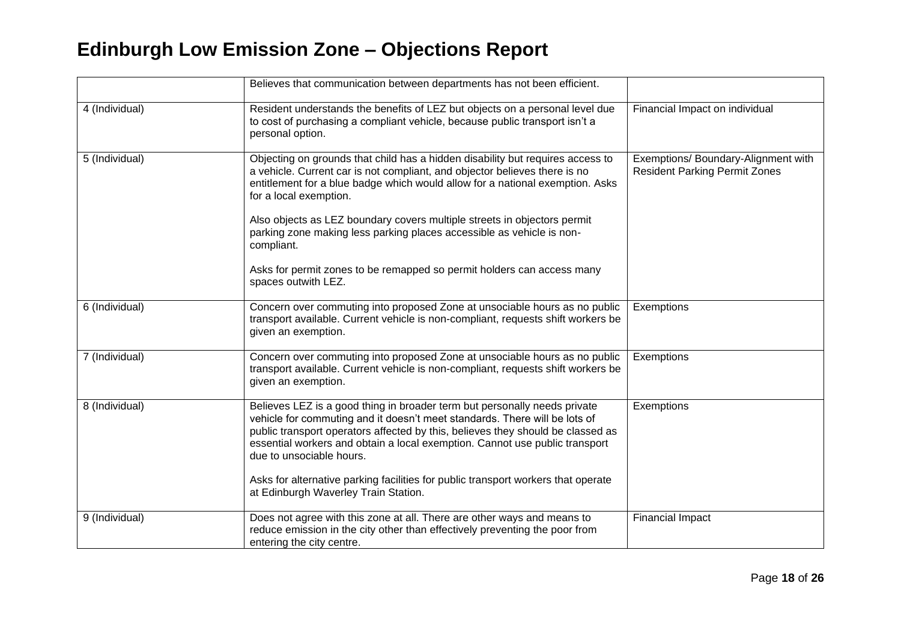# Edinburgh Low Emission Zone – Objections Report

| | | |
|---|---|---|
| | Believes that communication between departments has not been efficient. | |
| 4 (Individual) | Resident understands the benefits of LEZ but objects on a personal level due to cost of purchasing a compliant vehicle, because public transport isn't a personal option. | Financial Impact on individual |
| 5 (Individual) | Objecting on grounds that child has a hidden disability but requires access to a vehicle. Current car is not compliant, and objector believes there is no entitlement for a blue badge which would allow for a national exemption. Asks for a local exemption.<br><br>Also objects as LEZ boundary covers multiple streets in objectors permit parking zone making less parking places accessible as vehicle is non-compliant.<br><br>Asks for permit zones to be remapped so permit holders can access many spaces outwith LEZ. | Exemptions/ Boundary-Alignment with Resident Parking Permit Zones |
| 6 (Individual) | Concern over commuting into proposed Zone at unsociable hours as no public transport available. Current vehicle is non-compliant, requests shift workers be given an exemption. | Exemptions |
| 7 (Individual) | Concern over commuting into proposed Zone at unsociable hours as no public transport available. Current vehicle is non-compliant, requests shift workers be given an exemption. | Exemptions |
| 8 (Individual) | Believes LEZ is a good thing in broader term but personally needs private vehicle for commuting and it doesn't meet standards. There will be lots of public transport operators affected by this, believes they should be classed as essential workers and obtain a local exemption. Cannot use public transport due to unsociable hours.<br><br>Asks for alternative parking facilities for public transport workers that operate at Edinburgh Waverley Train Station. | Exemptions |
| 9 (Individual) | Does not agree with this zone at all. There are other ways and means to reduce emission in the city other than effectively preventing the poor from entering the city centre. | Financial Impact |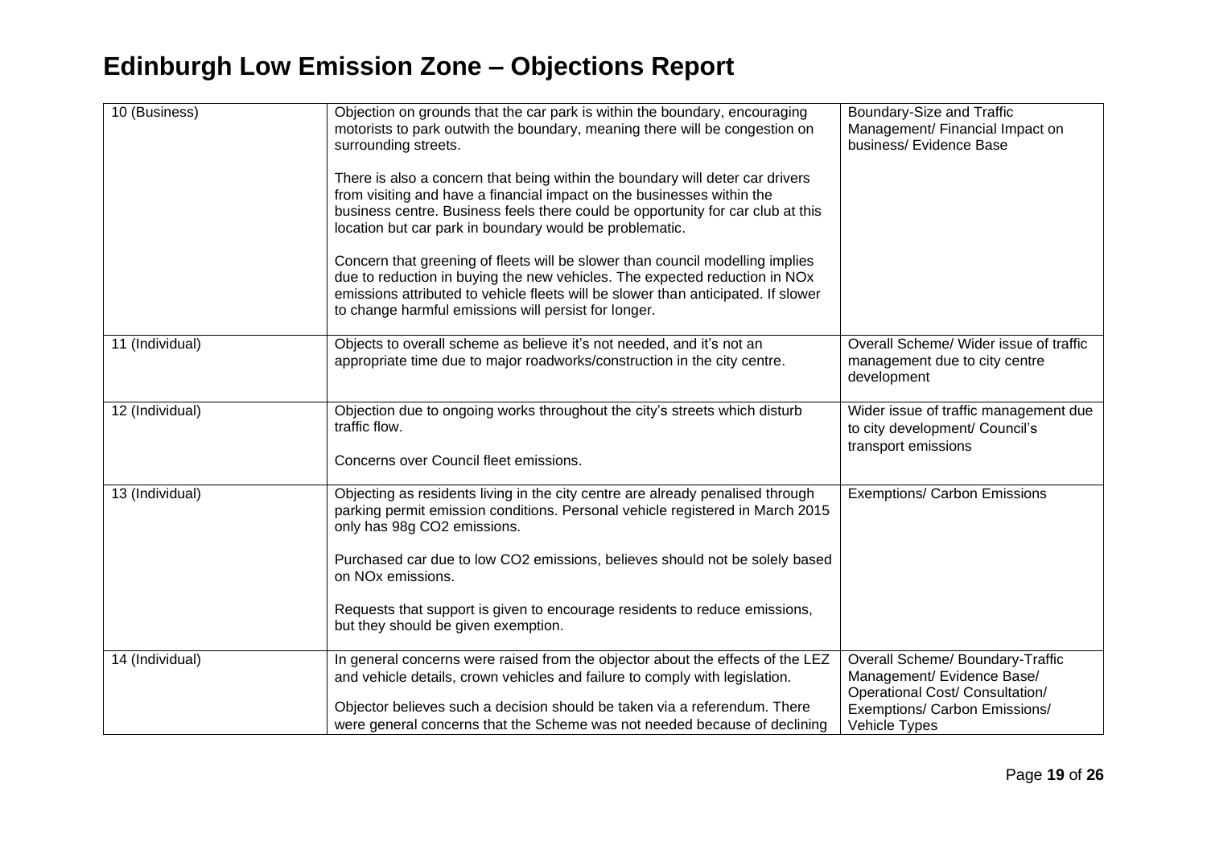# Edinburgh Low Emission Zone – Objections Report

| | | |
|---|---|---|
| 10 (Business) | Objection on grounds that the car park is within the boundary, encouraging motorists to park outwith the boundary, meaning there will be congestion on surrounding streets.<br><br>There is also a concern that being within the boundary will deter car drivers from visiting and have a financial impact on the businesses within the business centre. Business feels there could be opportunity for car club at this location but car park in boundary would be problematic.<br><br>Concern that greening of fleets will be slower than council modelling implies due to reduction in buying the new vehicles. The expected reduction in NOx emissions attributed to vehicle fleets will be slower than anticipated. If slower to change harmful emissions will persist for longer. | Boundary-Size and Traffic Management/ Financial Impact on business/ Evidence Base |
| 11 (Individual) | Objects to overall scheme as believe it's not needed, and it's not an appropriate time due to major roadworks/construction in the city centre. | Overall Scheme/ Wider issue of traffic management due to city centre development |
| 12 (Individual) | Objection due to ongoing works throughout the city's streets which disturb traffic flow.<br><br>Concerns over Council fleet emissions. | Wider issue of traffic management due to city development/ Council's transport emissions |
| 13 (Individual) | Objecting as residents living in the city centre are already penalised through parking permit emission conditions. Personal vehicle registered in March 2015 only has 98g $CO_2$ emissions.<br><br>Purchased car due to low $CO_2$ emissions, believes should not be solely based on NOx emissions.<br><br>Requests that support is given to encourage residents to reduce emissions, but they should be given exemption. | Exemptions/ Carbon Emissions |
| 14 (Individual) | In general concerns were raised from the objector about the effects of the LEZ and vehicle details, crown vehicles and failure to comply with legislation.<br><br>Objector believes such a decision should be taken via a referendum. There were general concerns that the Scheme was not needed because of declining | Overall Scheme/ Boundary-Traffic Management/ Evidence Base/ Operational Cost/ Consultation/ Exemptions/ Carbon Emissions/ Vehicle Types |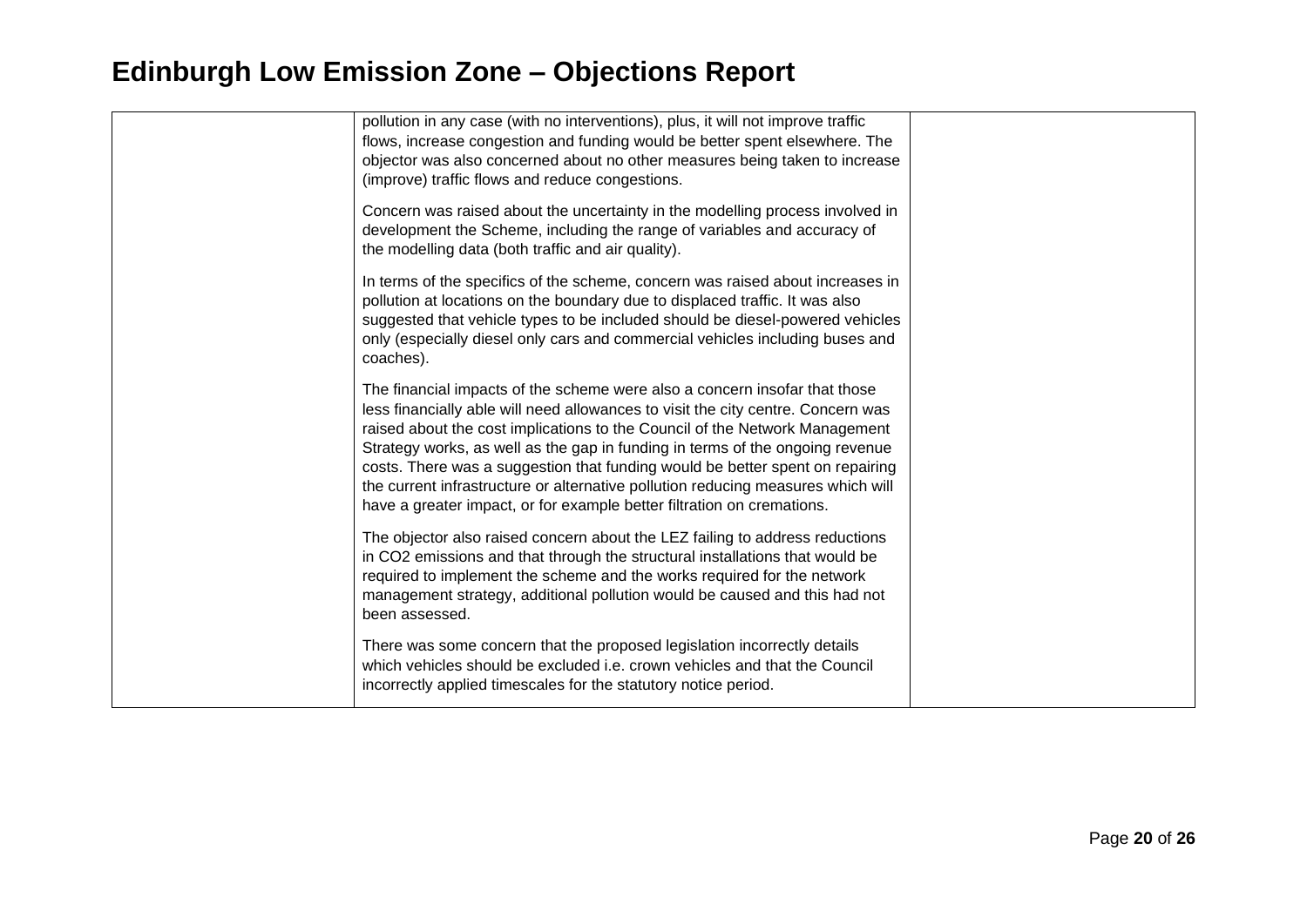# Edinburgh Low Emission Zone – Objections Report

| | | |
|---|---|---|
| | pollution in any case (with no interventions), plus, it will not improve traffic flows, increase congestion and funding would be better spent elsewhere. The objector was also concerned about no other measures being taken to increase (improve) traffic flows and reduce congestions.<br><br>Concern was raised about the uncertainty in the modelling process involved in development the Scheme, including the range of variables and accuracy of the modelling data (both traffic and air quality).<br><br>In terms of the specifics of the scheme, concern was raised about increases in pollution at locations on the boundary due to displaced traffic. It was also suggested that vehicle types to be included should be diesel-powered vehicles only (especially diesel only cars and commercial vehicles including buses and coaches).<br><br>The financial impacts of the scheme were also a concern insofar that those less financially able will need allowances to visit the city centre. Concern was raised about the cost implications to the Council of the Network Management Strategy works, as well as the gap in funding in terms of the ongoing revenue costs. There was a suggestion that funding would be better spent on repairing the current infrastructure or alternative pollution reducing measures which will have a greater impact, or for example better filtration on cremations.<br><br>The objector also raised concern about the LEZ failing to address reductions in $CO_2$ emissions and that through the structural installations that would be required to implement the scheme and the works required for the network management strategy, additional pollution would be caused and this had not been assessed.<br><br>There was some concern that the proposed legislation incorrectly details which vehicles should be excluded i.e. crown vehicles and that the Council incorrectly applied timescales for the statutory notice period. | |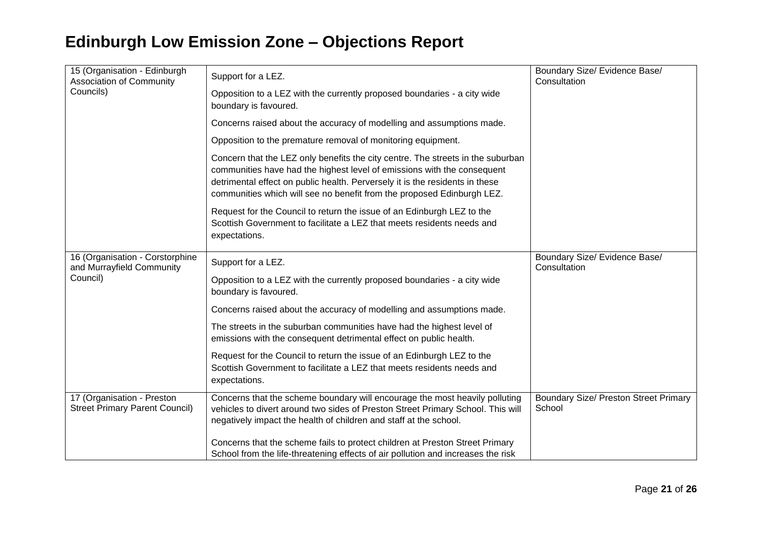# Edinburgh Low Emission Zone – Objections Report

| | | |
|---|---|---|
| 15 (Organisation - Edinburgh Association of Community Councils) | Support for a LEZ.<br><br>Opposition to a LEZ with the currently proposed boundaries - a city wide boundary is favoured.<br><br>Concerns raised about the accuracy of modelling and assumptions made.<br><br>Opposition to the premature removal of monitoring equipment.<br><br>Concern that the LEZ only benefits the city centre. The streets in the suburban communities have had the highest level of emissions with the consequent detrimental effect on public health. Perversely it is the residents in these communities which will see no benefit from the proposed Edinburgh LEZ.<br><br>Request for the Council to return the issue of an Edinburgh LEZ to the Scottish Government to facilitate a LEZ that meets residents needs and expectations. | Boundary Size/ Evidence Base/ Consultation |
| 16 (Organisation - Corstorphine and Murrayfield Community Council) | Support for a LEZ.<br><br>Opposition to a LEZ with the currently proposed boundaries - a city wide boundary is favoured.<br><br>Concerns raised about the accuracy of modelling and assumptions made.<br><br>The streets in the suburban communities have had the highest level of emissions with the consequent detrimental effect on public health.<br><br>Request for the Council to return the issue of an Edinburgh LEZ to the Scottish Government to facilitate a LEZ that meets residents needs and expectations. | Boundary Size/ Evidence Base/ Consultation |
| 17 (Organisation - Preston Street Primary Parent Council) | Concerns that the scheme boundary will encourage the most heavily polluting vehicles to divert around two sides of Preston Street Primary School. This will negatively impact the health of children and staff at the school.<br><br>Concerns that the scheme fails to protect children at Preston Street Primary School from the life-threatening effects of air pollution and increases the risk | Boundary Size/ Preston Street Primary School |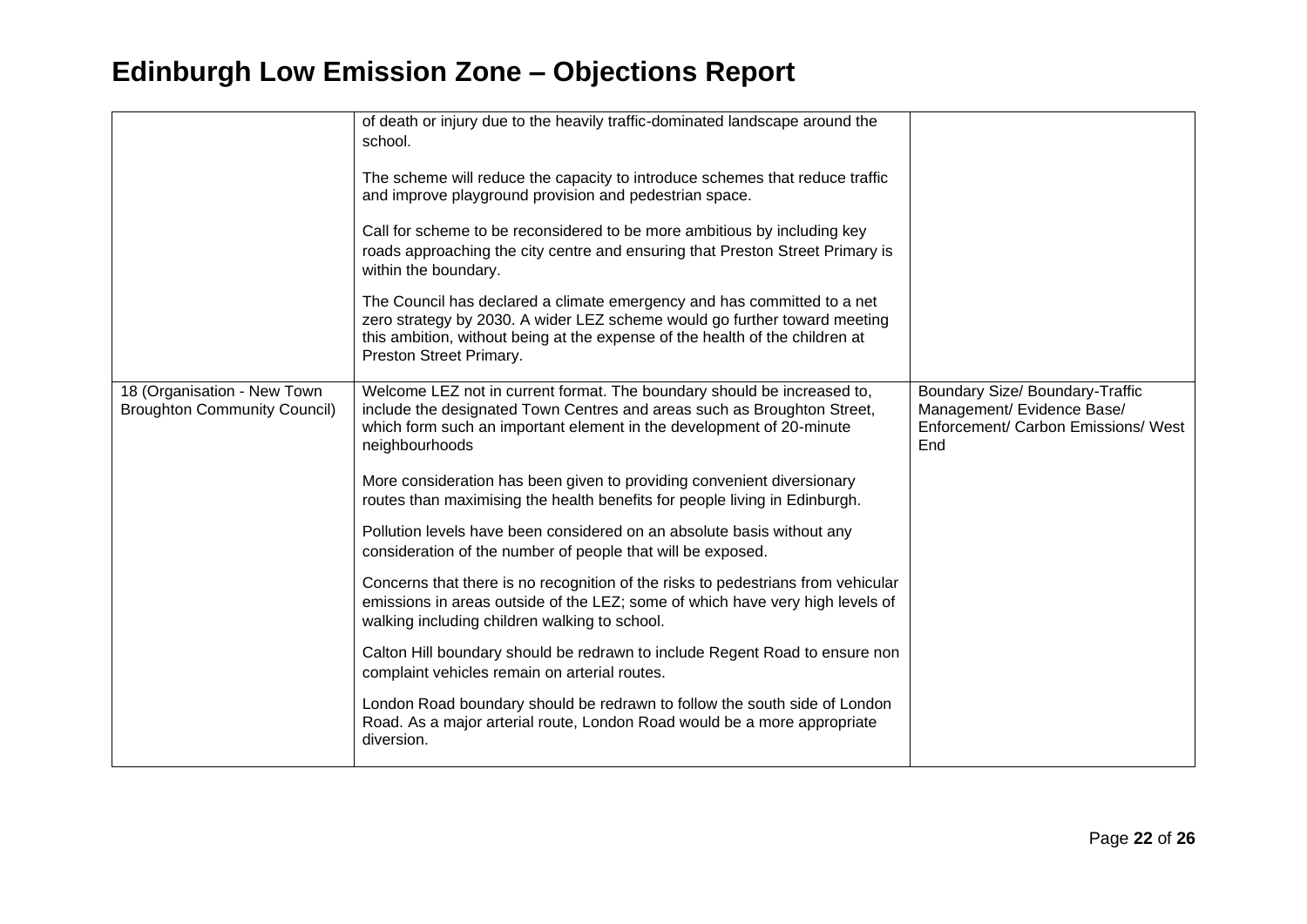# Edinburgh Low Emission Zone – Objections Report

| | | |
|---|---|---|
| | of death or injury due to the heavily traffic-dominated landscape around the school.<br><br>The scheme will reduce the capacity to introduce schemes that reduce traffic and improve playground provision and pedestrian space.<br><br>Call for scheme to be reconsidered to be more ambitious by including key roads approaching the city centre and ensuring that Preston Street Primary is within the boundary.<br><br>The Council has declared a climate emergency and has committed to a net zero strategy by 2030. A wider LEZ scheme would go further toward meeting this ambition, without being at the expense of the health of the children at Preston Street Primary. | |
| 18 (Organisation - New Town Broughton Community Council) | Welcome LEZ not in current format. The boundary should be increased to, include the designated Town Centres and areas such as Broughton Street, which form such an important element in the development of 20-minute neighbourhoods<br><br>More consideration has been given to providing convenient diversionary routes than maximising the health benefits for people living in Edinburgh.<br><br>Pollution levels have been considered on an absolute basis without any consideration of the number of people that will be exposed.<br><br>Concerns that there is no recognition of the risks to pedestrians from vehicular emissions in areas outside of the LEZ; some of which have very high levels of walking including children walking to school.<br><br>Calton Hill boundary should be redrawn to include Regent Road to ensure non complaint vehicles remain on arterial routes.<br><br>London Road boundary should be redrawn to follow the south side of London Road. As a major arterial route, London Road would be a more appropriate diversion. | Boundary Size/ Boundary-Traffic Management/ Evidence Base/ Enforcement/ Carbon Emissions/ West End |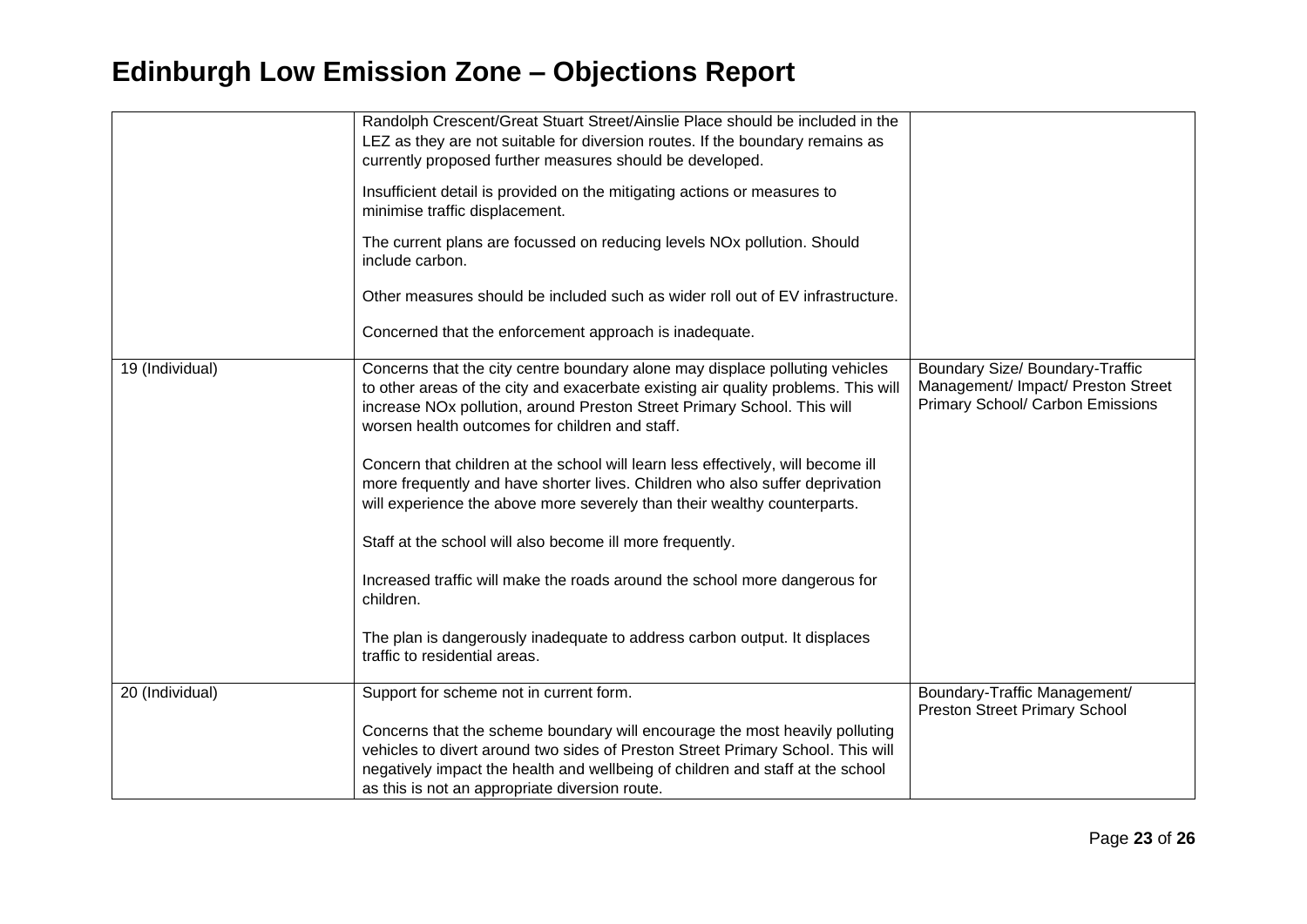# Edinburgh Low Emission Zone – Objections Report

| | | |
|---|---|---|
| | Randolph Crescent/Great Stuart Street/Ainslie Place should be included in the LEZ as they are not suitable for diversion routes. If the boundary remains as currently proposed further measures should be developed.<br><br>Insufficient detail is provided on the mitigating actions or measures to minimise traffic displacement.<br><br>The current plans are focussed on reducing levels NOx pollution. Should include carbon.<br><br>Other measures should be included such as wider roll out of EV infrastructure.<br><br>Concerned that the enforcement approach is inadequate. | |
| 19 (Individual) | Concerns that the city centre boundary alone may displace polluting vehicles to other areas of the city and exacerbate existing air quality problems. This will increase NOx pollution, around Preston Street Primary School. This will worsen health outcomes for children and staff.<br><br>Concern that children at the school will learn less effectively, will become ill more frequently and have shorter lives. Children who also suffer deprivation will experience the above more severely than their wealthy counterparts.<br><br>Staff at the school will also become ill more frequently.<br><br>Increased traffic will make the roads around the school more dangerous for children.<br><br>The plan is dangerously inadequate to address carbon output. It displaces traffic to residential areas. | Boundary Size/ Boundary-Traffic Management/ Impact/ Preston Street Primary School/ Carbon Emissions |
| 20 (Individual) | Support for scheme not in current form.<br><br>Concerns that the scheme boundary will encourage the most heavily polluting vehicles to divert around two sides of Preston Street Primary School. This will negatively impact the health and wellbeing of children and staff at the school as this is not an appropriate diversion route. | Boundary-Traffic Management/ Preston Street Primary School |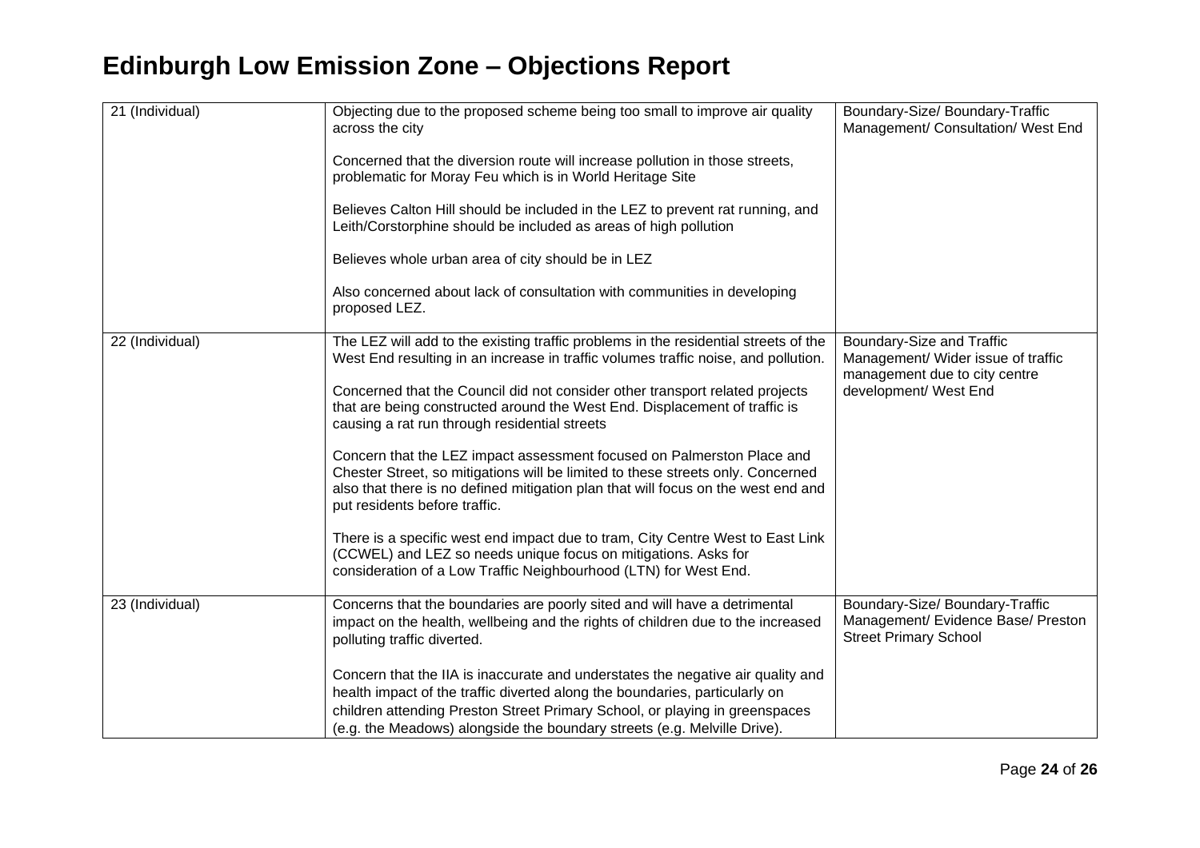# Edinburgh Low Emission Zone – Objections Report

| | | |
|---|---|---|
| 21 (Individual) | Objecting due to the proposed scheme being too small to improve air quality across the city<br><br>Concerned that the diversion route will increase pollution in those streets, problematic for Moray Feu which is in World Heritage Site<br><br>Believes Calton Hill should be included in the LEZ to prevent rat running, and Leith/Corstorphine should be included as areas of high pollution<br><br>Believes whole urban area of city should be in LEZ<br><br>Also concerned about lack of consultation with communities in developing proposed LEZ. | Boundary-Size/ Boundary-Traffic Management/ Consultation/ West End |
| 22 (Individual) | The LEZ will add to the existing traffic problems in the residential streets of the West End resulting in an increase in traffic volumes traffic noise, and pollution.<br><br>Concerned that the Council did not consider other transport related projects that are being constructed around the West End. Displacement of traffic is causing a rat run through residential streets<br><br>Concern that the LEZ impact assessment focused on Palmerston Place and Chester Street, so mitigations will be limited to these streets only. Concerned also that there is no defined mitigation plan that will focus on the west end and put residents before traffic.<br><br>There is a specific west end impact due to tram, City Centre West to East Link (CCWEL) and LEZ so needs unique focus on mitigations. Asks for consideration of a Low Traffic Neighbourhood (LTN) for West End. | Boundary-Size and Traffic Management/ Wider issue of traffic management due to city centre development/ West End |
| 23 (Individual) | Concerns that the boundaries are poorly sited and will have a detrimental impact on the health, wellbeing and the rights of children due to the increased polluting traffic diverted.<br><br>Concern that the IIA is inaccurate and understates the negative air quality and health impact of the traffic diverted along the boundaries, particularly on children attending Preston Street Primary School, or playing in greenspaces (e.g. the Meadows) alongside the boundary streets (e.g. Melville Drive). | Boundary-Size/ Boundary-Traffic Management/ Evidence Base/ Preston Street Primary School |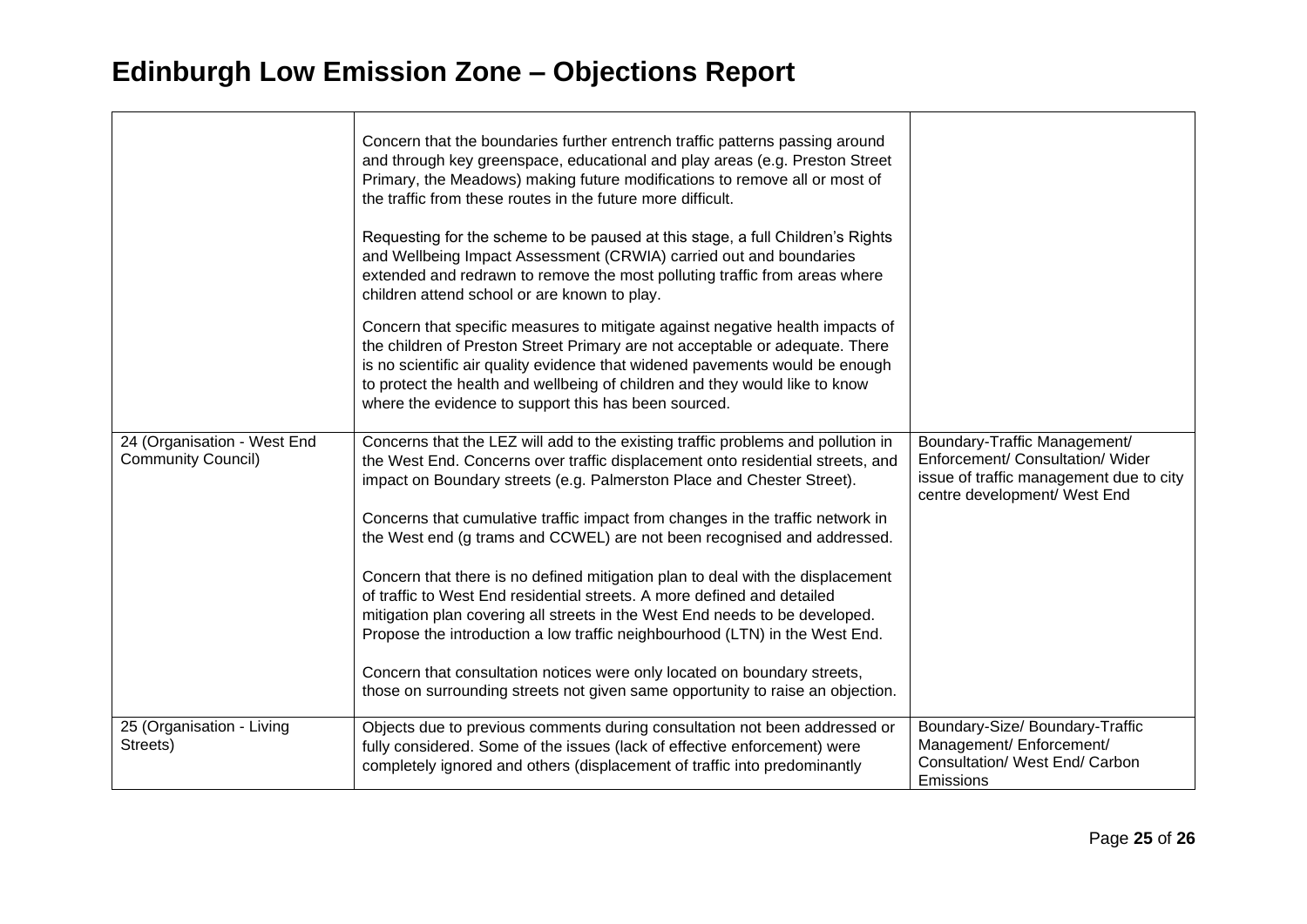# Edinburgh Low Emission Zone – Objections Report

| | | |
|---|---|---|
| | Concern that the boundaries further entrench traffic patterns passing around and through key greenspace, educational and play areas (e.g. Preston Street Primary, the Meadows) making future modifications to remove all or most of the traffic from these routes in the future more difficult.<br><br>Requesting for the scheme to be paused at this stage, a full Children's Rights and Wellbeing Impact Assessment (CRWIA) carried out and boundaries extended and redrawn to remove the most polluting traffic from areas where children attend school or are known to play.<br><br>Concern that specific measures to mitigate against negative health impacts of the children of Preston Street Primary are not acceptable or adequate. There is no scientific air quality evidence that widened pavements would be enough to protect the health and wellbeing of children and they would like to know where the evidence to support this has been sourced. | |
| 24 (Organisation - West End Community Council) | Concerns that the LEZ will add to the existing traffic problems and pollution in the West End. Concerns over traffic displacement onto residential streets, and impact on Boundary streets (e.g. Palmerston Place and Chester Street).<br><br>Concerns that cumulative traffic impact from changes in the traffic network in the West end (g trams and CCWEL) are not been recognised and addressed.<br><br>Concern that there is no defined mitigation plan to deal with the displacement of traffic to West End residential streets. A more defined and detailed mitigation plan covering all streets in the West End needs to be developed. Propose the introduction a low traffic neighbourhood (LTN) in the West End.<br><br>Concern that consultation notices were only located on boundary streets, those on surrounding streets not given same opportunity to raise an objection. | Boundary-Traffic Management/ Enforcement/ Consultation/ Wider issue of traffic management due to city centre development/ West End |
| 25 (Organisation - Living Streets) | Objects due to previous comments during consultation not been addressed or fully considered. Some of the issues (lack of effective enforcement) were completely ignored and others (displacement of traffic into predominantly | Boundary-Size/ Boundary-Traffic Management/ Enforcement/ Consultation/ West End/ Carbon Emissions |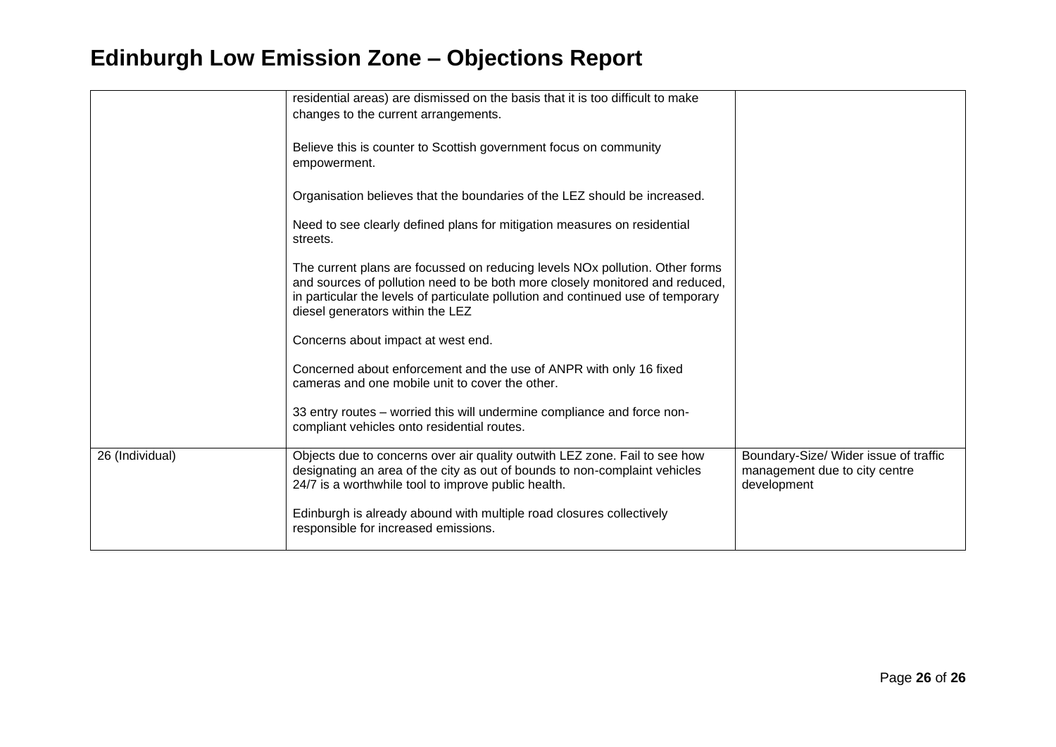# Edinburgh Low Emission Zone – Objections Report

| | | |
|---|---|---|
| | residential areas) are dismissed on the basis that it is too difficult to make changes to the current arrangements.<br><br>Believe this is counter to Scottish government focus on community empowerment.<br><br>Organisation believes that the boundaries of the LEZ should be increased.<br><br>Need to see clearly defined plans for mitigation measures on residential streets.<br><br>The current plans are focussed on reducing levels NOx pollution. Other forms and sources of pollution need to be both more closely monitored and reduced, in particular the levels of particulate pollution and continued use of temporary diesel generators within the LEZ<br><br>Concerns about impact at west end.<br><br>Concerned about enforcement and the use of ANPR with only 16 fixed cameras and one mobile unit to cover the other.<br><br>33 entry routes – worried this will undermine compliance and force non-compliant vehicles onto residential routes. | |
| 26 (Individual) | Objects due to concerns over air quality outwith LEZ zone. Fail to see how designating an area of the city as out of bounds to non-complaint vehicles 24/7 is a worthwhile tool to improve public health.<br><br>Edinburgh is already abound with multiple road closures collectively responsible for increased emissions. | Boundary-Size/ Wider issue of traffic management due to city centre development |